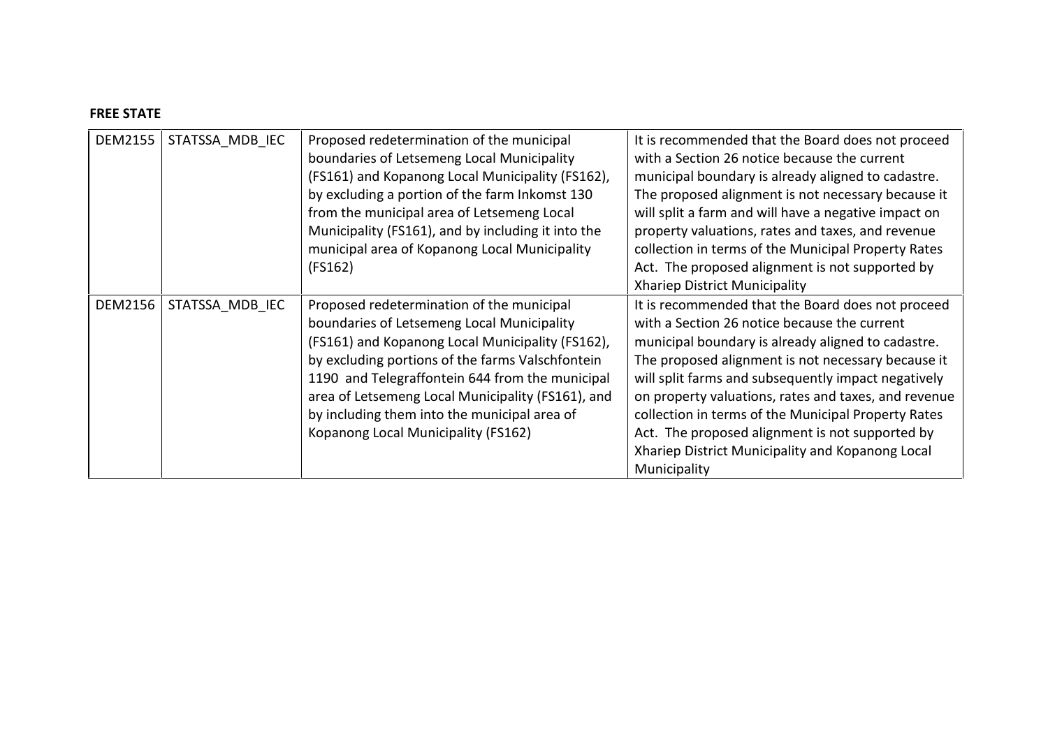**FREE STATE**

| | | | |
|---|---|---|---|
| DEM2155 | STATSSA_MDB_IEC | Proposed redetermination of the municipal boundaries of Letsemeng Local Municipality (FS161) and Kopanong Local Municipality (FS162), by excluding a portion of the farm Inkomst 130 from the municipal area of Letsemeng Local Municipality (FS161), and by including it into the municipal area of Kopanong Local Municipality (FS162) | It is recommended that the Board does not proceed with a Section 26 notice because the current municipal boundary is already aligned to cadastre. The proposed alignment is not necessary because it will split a farm and will have a negative impact on property valuations, rates and taxes, and revenue collection in terms of the Municipal Property Rates Act. The proposed alignment is not supported by Xhariep District Municipality |
| DEM2156 | STATSSA_MDB_IEC | Proposed redetermination of the municipal boundaries of Letsemeng Local Municipality (FS161) and Kopanong Local Municipality (FS162), by excluding portions of the farms Valschfontein 1190 and Telegraffontein 644 from the municipal area of Letsemeng Local Municipality (FS161), and by including them into the municipal area of Kopanong Local Municipality (FS162) | It is recommended that the Board does not proceed with a Section 26 notice because the current municipal boundary is already aligned to cadastre. The proposed alignment is not necessary because it will split farms and subsequently impact negatively on property valuations, rates and taxes, and revenue collection in terms of the Municipal Property Rates Act. The proposed alignment is not supported by Xhariep District Municipality and Kopanong Local Municipality |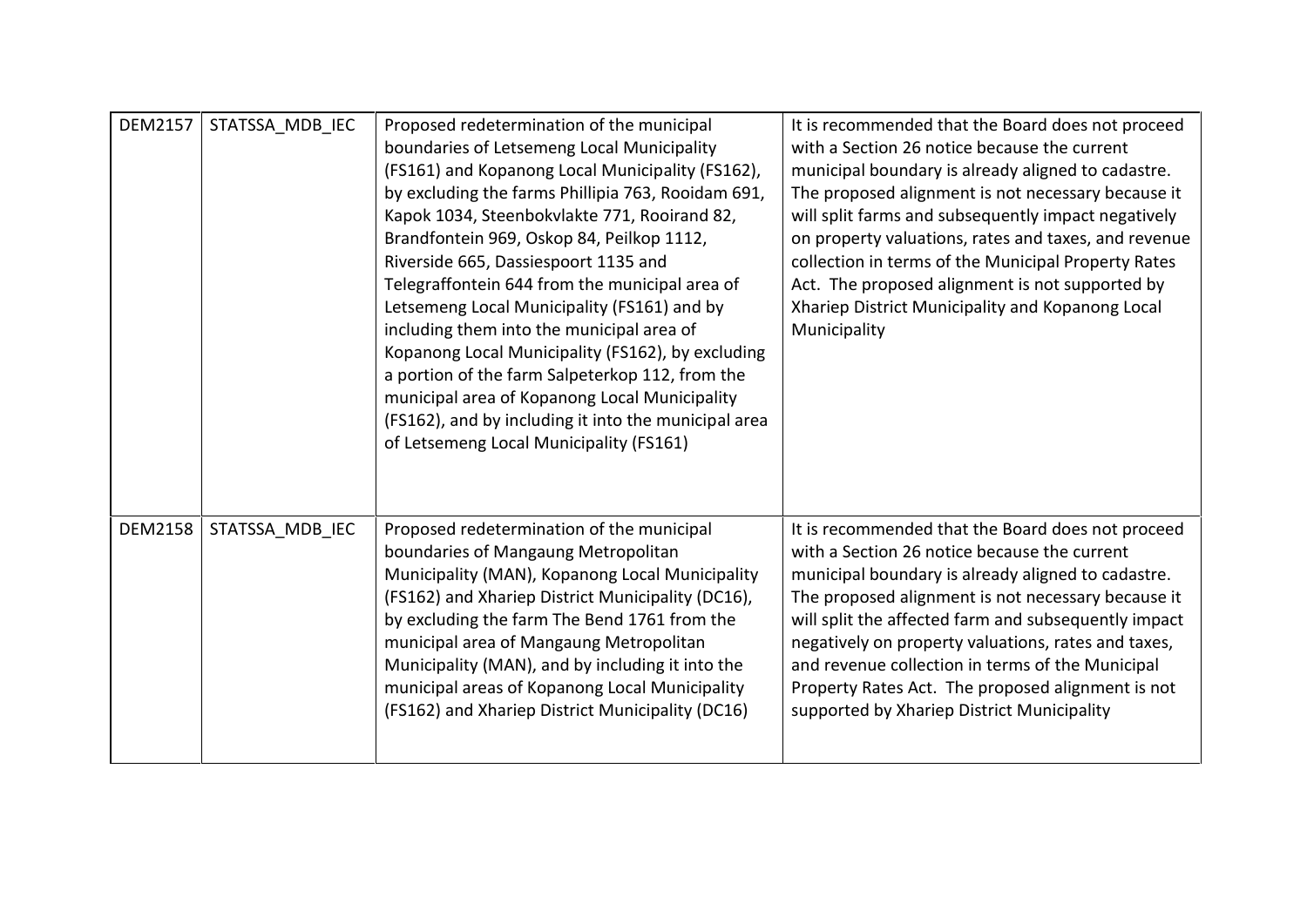| DEM2157 | STATSSA_MDB_IEC | Proposed redetermination of the municipal boundaries of Letsemeng Local Municipality (FS161) and Kopanong Local Municipality (FS162), by excluding the farms Phillipia 763, Rooidam 691, Kapok 1034, Steenbokvlakte 771, Rooirand 82, Brandfontein 969, Oskop 84, Peilkop 1112, Riverside 665, Dassiespoort 1135 and Telegraffontein 644 from the municipal area of Letsemeng Local Municipality (FS161) and by including them into the municipal area of Kopanong Local Municipality (FS162), by excluding a portion of the farm Salpeterkop 112, from the municipal area of Kopanong Local Municipality (FS162), and by including it into the municipal area of Letsemeng Local Municipality (FS161) | It is recommended that the Board does not proceed with a Section 26 notice because the current municipal boundary is already aligned to cadastre. The proposed alignment is not necessary because it will split farms and subsequently impact negatively on property valuations, rates and taxes, and revenue collection in terms of the Municipal Property Rates Act. The proposed alignment is not supported by Xhariep District Municipality and Kopanong Local Municipality |
|---|---|---|---|
| DEM2158 | STATSSA_MDB_IEC | Proposed redetermination of the municipal boundaries of Mangaung Metropolitan Municipality (MAN), Kopanong Local Municipality (FS162) and Xhariep District Municipality (DC16), by excluding the farm The Bend 1761 from the municipal area of Mangaung Metropolitan Municipality (MAN), and by including it into the municipal areas of Kopanong Local Municipality (FS162) and Xhariep District Municipality (DC16) | It is recommended that the Board does not proceed with a Section 26 notice because the current municipal boundary is already aligned to cadastre. The proposed alignment is not necessary because it will split the affected farm and subsequently impact negatively on property valuations, rates and taxes, and revenue collection in terms of the Municipal Property Rates Act. The proposed alignment is not supported by Xhariep District Municipality |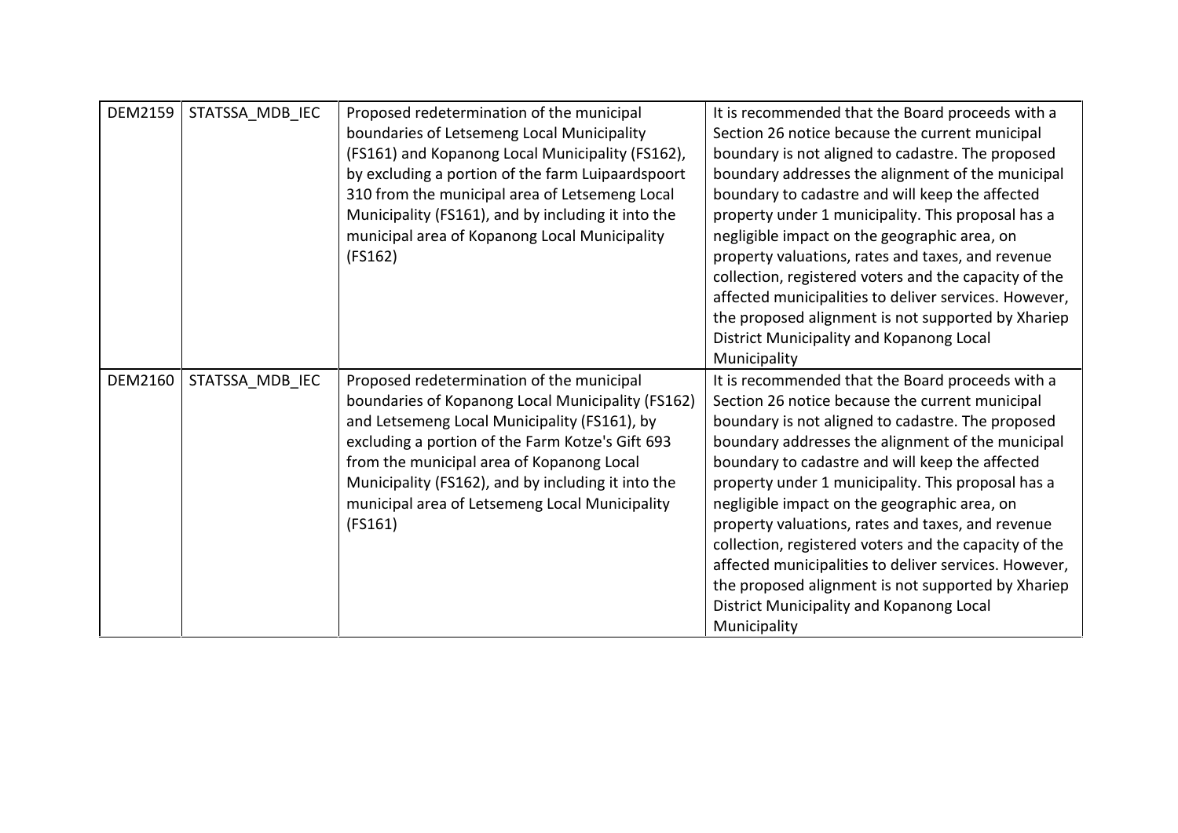| DEM2159 | STATSSA_MDB_IEC | Proposed redetermination of the municipal boundaries of Letsemeng Local Municipality (FS161) and Kopanong Local Municipality (FS162), by excluding a portion of the farm Luipaardspoort 310 from the municipal area of Letsemeng Local Municipality (FS161), and by including it into the municipal area of Kopanong Local Municipality (FS162) | It is recommended that the Board proceeds with a Section 26 notice because the current municipal boundary is not aligned to cadastre. The proposed boundary addresses the alignment of the municipal boundary to cadastre and will keep the affected property under 1 municipality. This proposal has a negligible impact on the geographic area, on property valuations, rates and taxes, and revenue collection, registered voters and the capacity of the affected municipalities to deliver services. However, the proposed alignment is not supported by Xhariep District Municipality and Kopanong Local Municipality |
|---|---|---|---|
| DEM2160 | STATSSA_MDB_IEC | Proposed redetermination of the municipal boundaries of Kopanong Local Municipality (FS162) and Letsemeng Local Municipality (FS161), by excluding a portion of the Farm Kotze's Gift 693 from the municipal area of Kopanong Local Municipality (FS162), and by including it into the municipal area of Letsemeng Local Municipality (FS161) | It is recommended that the Board proceeds with a Section 26 notice because the current municipal boundary is not aligned to cadastre. The proposed boundary addresses the alignment of the municipal boundary to cadastre and will keep the affected property under 1 municipality. This proposal has a negligible impact on the geographic area, on property valuations, rates and taxes, and revenue collection, registered voters and the capacity of the affected municipalities to deliver services. However, the proposed alignment is not supported by Xhariep District Municipality and Kopanong Local Municipality |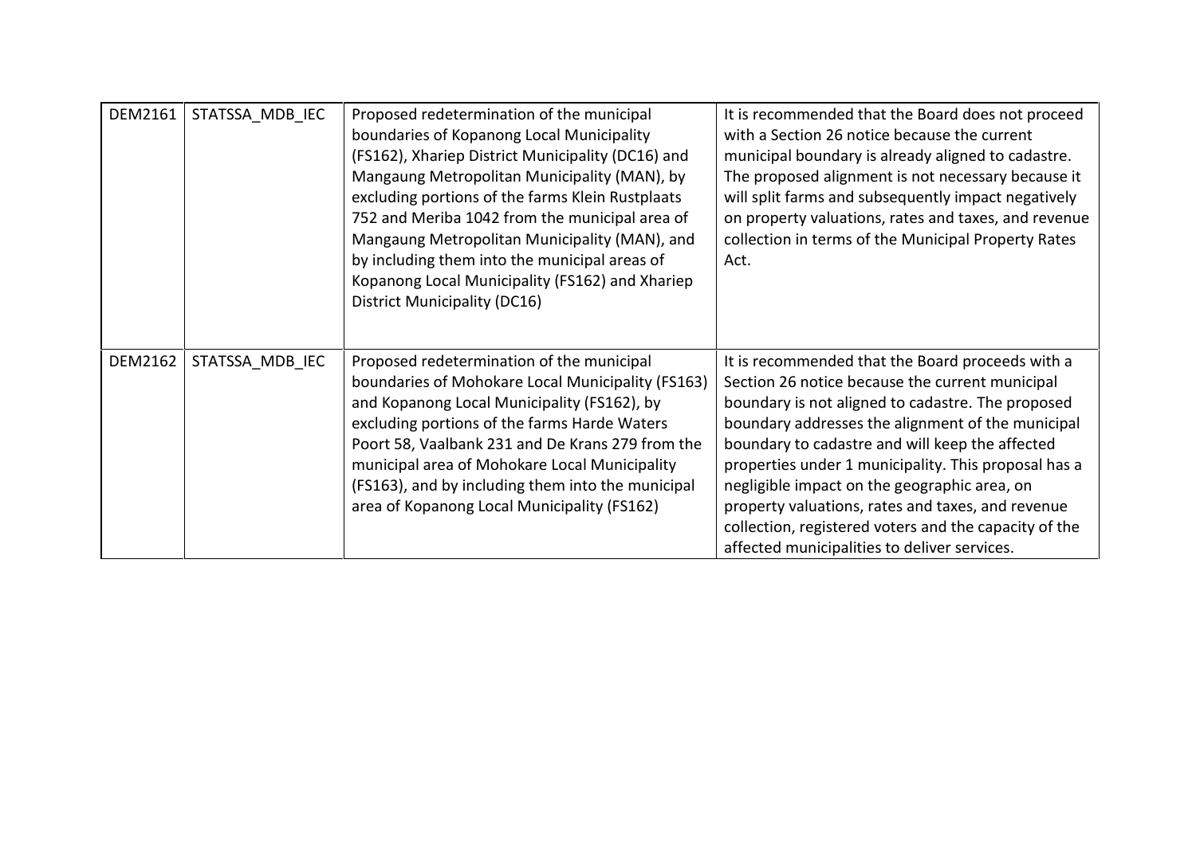| DEM2161 | STATSSA_MDB_IEC | Proposed redetermination of the municipal boundaries of Kopanong Local Municipality (FS162), Xhariep District Municipality (DC16) and Mangaung Metropolitan Municipality (MAN), by excluding portions of the farms Klein Rustplaats 752 and Meriba 1042 from the municipal area of Mangaung Metropolitan Municipality (MAN), and by including them into the municipal areas of Kopanong Local Municipality (FS162) and Xhariep District Municipality (DC16) | It is recommended that the Board does not proceed with a Section 26 notice because the current municipal boundary is already aligned to cadastre. The proposed alignment is not necessary because it will split farms and subsequently impact negatively on property valuations, rates and taxes, and revenue collection in terms of the Municipal Property Rates Act. |
|---|---|---|---|
| DEM2162 | STATSSA_MDB_IEC | Proposed redetermination of the municipal boundaries of Mohokare Local Municipality (FS163) and Kopanong Local Municipality (FS162), by excluding portions of the farms Harde Waters Poort 58, Vaalbank 231 and De Krans 279 from the municipal area of Mohokare Local Municipality (FS163), and by including them into the municipal area of Kopanong Local Municipality (FS162) | It is recommended that the Board proceeds with a Section 26 notice because the current municipal boundary is not aligned to cadastre. The proposed boundary addresses the alignment of the municipal boundary to cadastre and will keep the affected properties under 1 municipality. This proposal has a negligible impact on the geographic area, on property valuations, rates and taxes, and revenue collection, registered voters and the capacity of the affected municipalities to deliver services. |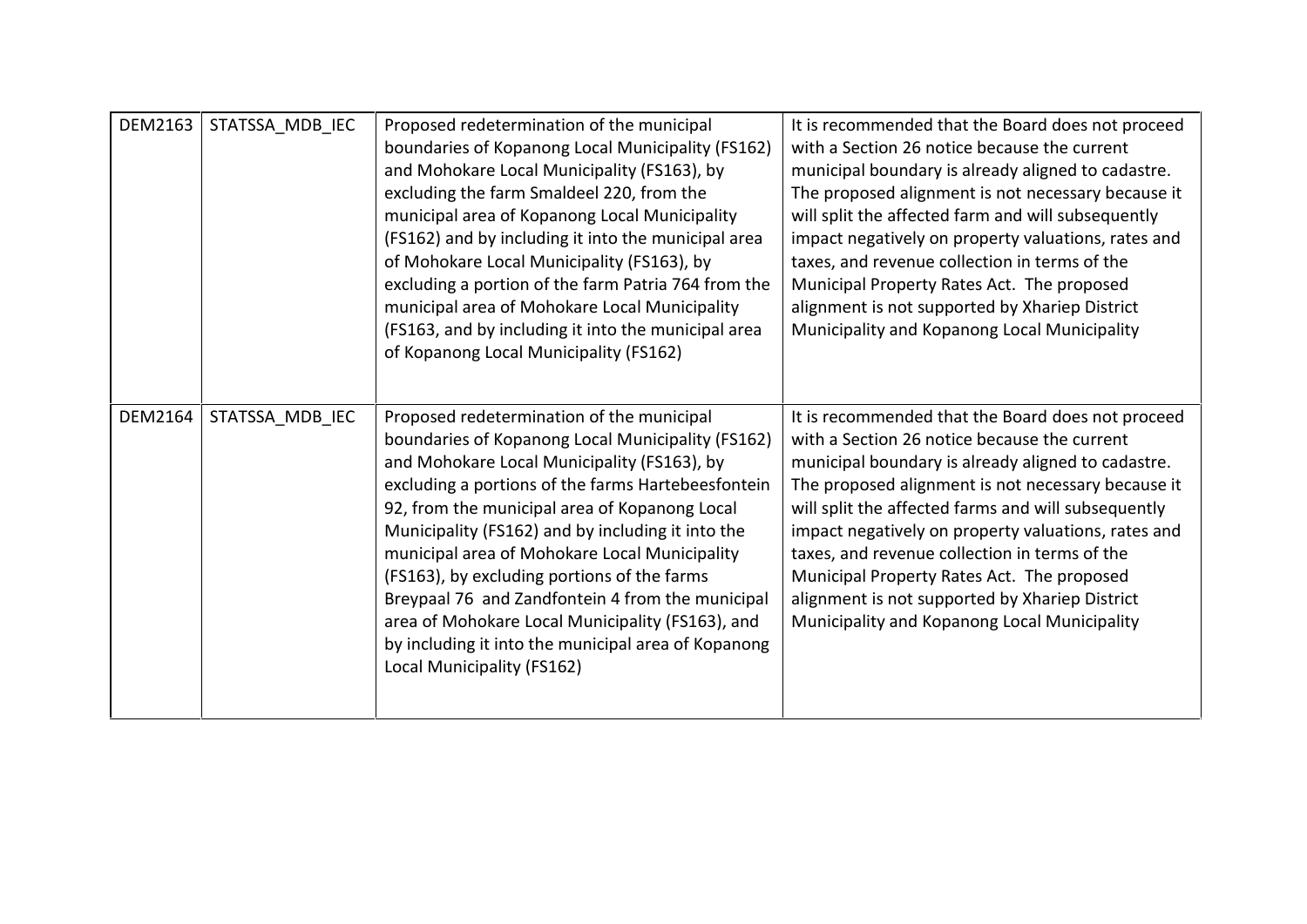| | | | |
|---|---|---|---|
| DEM2163 | STATSSA_MDB_IEC | Proposed redetermination of the municipal boundaries of Kopanong Local Municipality (FS162) and Mohokare Local Municipality (FS163), by excluding the farm Smaldeel 220, from the municipal area of Kopanong Local Municipality (FS162) and by including it into the municipal area of Mohokare Local Municipality (FS163), by excluding a portion of the farm Patria 764 from the municipal area of Mohokare Local Municipality (FS163, and by including it into the municipal area of Kopanong Local Municipality (FS162) | It is recommended that the Board does not proceed with a Section 26 notice because the current municipal boundary is already aligned to cadastre. The proposed alignment is not necessary because it will split the affected farm and will subsequently impact negatively on property valuations, rates and taxes, and revenue collection in terms of the Municipal Property Rates Act. The proposed alignment is not supported by Xhariep District Municipality and Kopanong Local Municipality |
| DEM2164 | STATSSA_MDB_IEC | Proposed redetermination of the municipal boundaries of Kopanong Local Municipality (FS162) and Mohokare Local Municipality (FS163), by excluding a portions of the farms Hartebeesfontein 92, from the municipal area of Kopanong Local Municipality (FS162) and by including it into the municipal area of Mohokare Local Municipality (FS163), by excluding portions of the farms Breypaal 76 and Zandfontein 4 from the municipal area of Mohokare Local Municipality (FS163), and by including it into the municipal area of Kopanong Local Municipality (FS162) | It is recommended that the Board does not proceed with a Section 26 notice because the current municipal boundary is already aligned to cadastre. The proposed alignment is not necessary because it will split the affected farms and will subsequently impact negatively on property valuations, rates and taxes, and revenue collection in terms of the Municipal Property Rates Act. The proposed alignment is not supported by Xhariep District Municipality and Kopanong Local Municipality |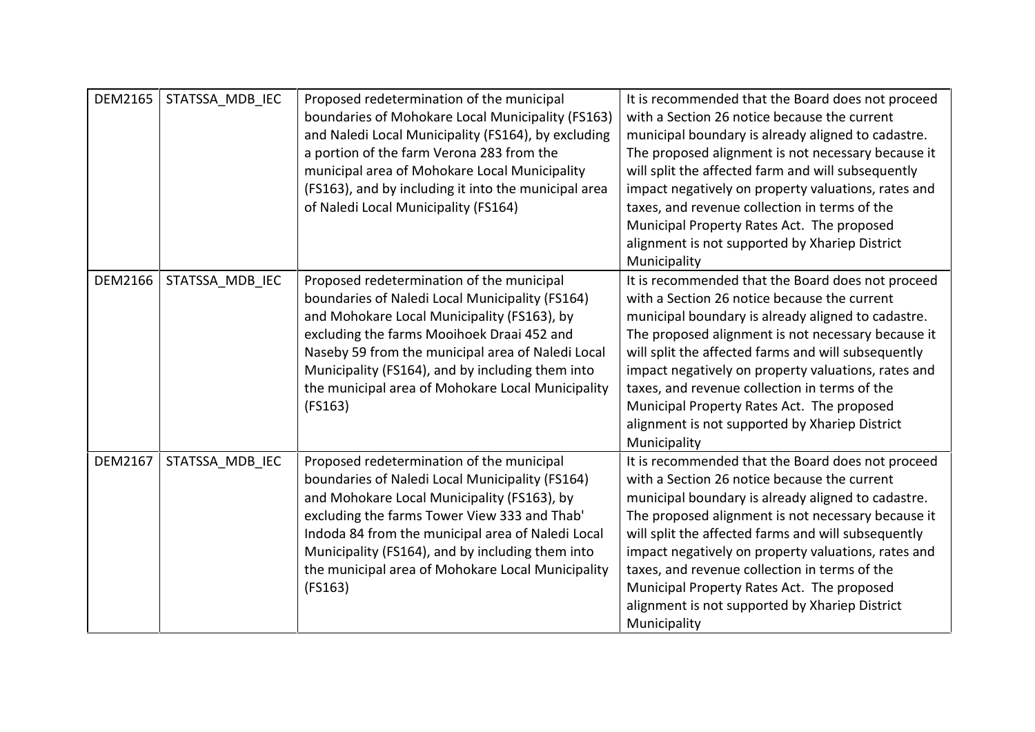| | | | |
|---|---|---|---|
| DEM2165 | STATSSA_MDB_IEC | Proposed redetermination of the municipal boundaries of Mohokare Local Municipality (FS163) and Naledi Local Municipality (FS164), by excluding a portion of the farm Verona 283 from the municipal area of Mohokare Local Municipality (FS163), and by including it into the municipal area of Naledi Local Municipality (FS164) | It is recommended that the Board does not proceed with a Section 26 notice because the current municipal boundary is already aligned to cadastre. The proposed alignment is not necessary because it will split the affected farm and will subsequently impact negatively on property valuations, rates and taxes, and revenue collection in terms of the Municipal Property Rates Act. The proposed alignment is not supported by Xhariep District Municipality |
| DEM2166 | STATSSA_MDB_IEC | Proposed redetermination of the municipal boundaries of Naledi Local Municipality (FS164) and Mohokare Local Municipality (FS163), by excluding the farms Mooihoek Draai 452 and Naseby 59 from the municipal area of Naledi Local Municipality (FS164), and by including them into the municipal area of Mohokare Local Municipality (FS163) | It is recommended that the Board does not proceed with a Section 26 notice because the current municipal boundary is already aligned to cadastre. The proposed alignment is not necessary because it will split the affected farms and will subsequently impact negatively on property valuations, rates and taxes, and revenue collection in terms of the Municipal Property Rates Act. The proposed alignment is not supported by Xhariep District Municipality |
| DEM2167 | STATSSA_MDB_IEC | Proposed redetermination of the municipal boundaries of Naledi Local Municipality (FS164) and Mohokare Local Municipality (FS163), by excluding the farms Tower View 333 and Thab' Indoda 84 from the municipal area of Naledi Local Municipality (FS164), and by including them into the municipal area of Mohokare Local Municipality (FS163) | It is recommended that the Board does not proceed with a Section 26 notice because the current municipal boundary is already aligned to cadastre. The proposed alignment is not necessary because it will split the affected farms and will subsequently impact negatively on property valuations, rates and taxes, and revenue collection in terms of the Municipal Property Rates Act. The proposed alignment is not supported by Xhariep District Municipality |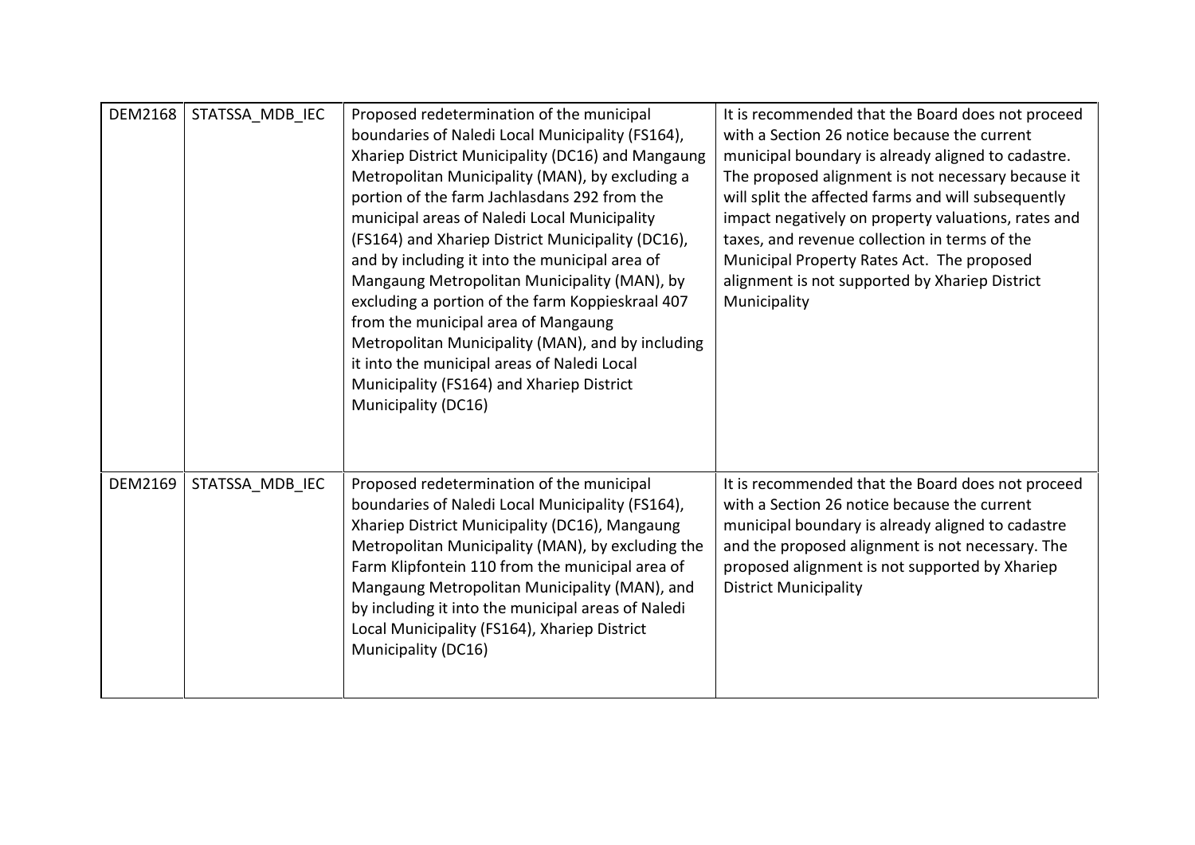| DEM2168 | STATSSA_MDB_IEC | Proposed redetermination of the municipal boundaries of Naledi Local Municipality (FS164), Xhariep District Municipality (DC16) and Mangaung Metropolitan Municipality (MAN), by excluding a portion of the farm Jachlasdans 292 from the municipal areas of Naledi Local Municipality (FS164) and Xhariep District Municipality (DC16), and by including it into the municipal area of Mangaung Metropolitan Municipality (MAN), by excluding a portion of the farm Koppieskraal 407 from the municipal area of Mangaung Metropolitan Municipality (MAN), and by including it into the municipal areas of Naledi Local Municipality (FS164) and Xhariep District Municipality (DC16) | It is recommended that the Board does not proceed with a Section 26 notice because the current municipal boundary is already aligned to cadastre. The proposed alignment is not necessary because it will split the affected farms and will subsequently impact negatively on property valuations, rates and taxes, and revenue collection in terms of the Municipal Property Rates Act. The proposed alignment is not supported by Xhariep District Municipality |
|---|---|---|---|
| DEM2169 | STATSSA_MDB_IEC | Proposed redetermination of the municipal boundaries of Naledi Local Municipality (FS164), Xhariep District Municipality (DC16), Mangaung Metropolitan Municipality (MAN), by excluding the Farm Klipfontein 110 from the municipal area of Mangaung Metropolitan Municipality (MAN), and by including it into the municipal areas of Naledi Local Municipality (FS164), Xhariep District Municipality (DC16) | It is recommended that the Board does not proceed with a Section 26 notice because the current municipal boundary is already aligned to cadastre and the proposed alignment is not necessary. The proposed alignment is not supported by Xhariep District Municipality |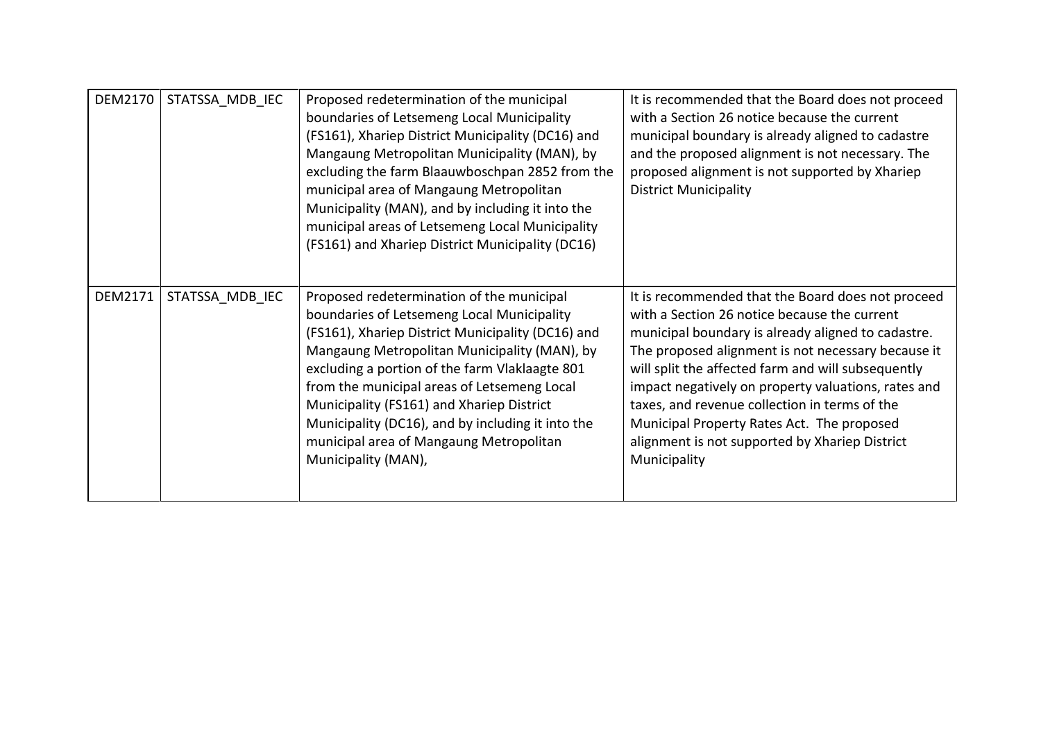| DEM2170 | STATSSA_MDB_IEC | Proposed redetermination of the municipal boundaries of Letsemeng Local Municipality (FS161), Xhariep District Municipality (DC16) and Mangaung Metropolitan Municipality (MAN), by excluding the farm Blaauwboschpan 2852 from the municipal area of Mangaung Metropolitan Municipality (MAN), and by including it into the municipal areas of Letsemeng Local Municipality (FS161) and Xhariep District Municipality (DC16) | It is recommended that the Board does not proceed with a Section 26 notice because the current municipal boundary is already aligned to cadastre and the proposed alignment is not necessary. The proposed alignment is not supported by Xhariep District Municipality |
|---|---|---|---|
| DEM2171 | STATSSA_MDB_IEC | Proposed redetermination of the municipal boundaries of Letsemeng Local Municipality (FS161), Xhariep District Municipality (DC16) and Mangaung Metropolitan Municipality (MAN), by excluding a portion of the farm Vlaklaagte 801 from the municipal areas of Letsemeng Local Municipality (FS161) and Xhariep District Municipality (DC16), and by including it into the municipal area of Mangaung Metropolitan Municipality (MAN), | It is recommended that the Board does not proceed with a Section 26 notice because the current municipal boundary is already aligned to cadastre. The proposed alignment is not necessary because it will split the affected farm and will subsequently impact negatively on property valuations, rates and taxes, and revenue collection in terms of the Municipal Property Rates Act. The proposed alignment is not supported by Xhariep District Municipality |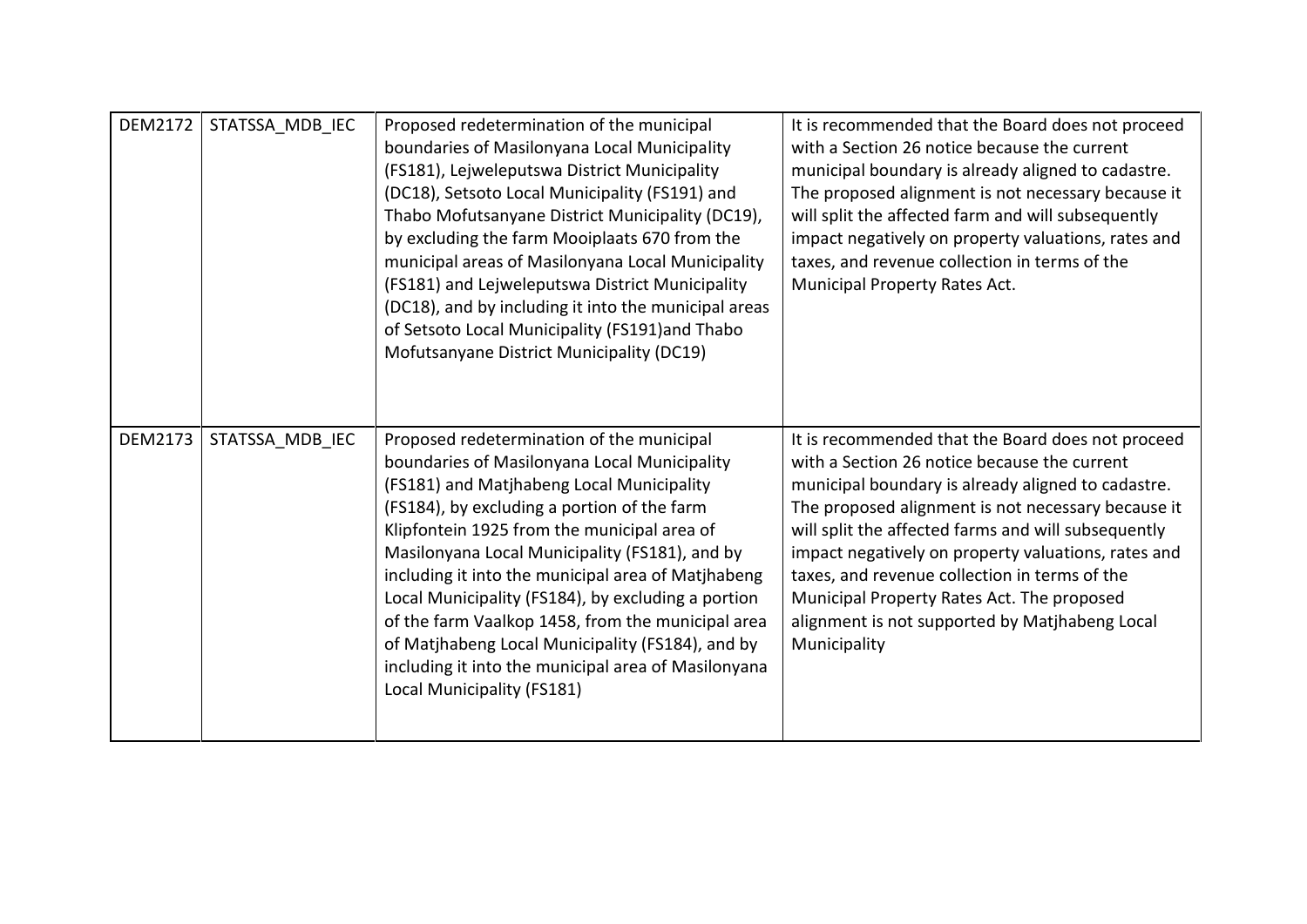| DEM2172 | STATSSA_MDB_IEC | Proposed redetermination of the municipal boundaries of Masilonyana Local Municipality (FS181), Lejweleputswa District Municipality (DC18), Setsoto Local Municipality (FS191) and Thabo Mofutsanyane District Municipality (DC19), by excluding the farm Mooiplaats 670 from the municipal areas of Masilonyana Local Municipality (FS181) and Lejweleputswa District Municipality (DC18), and by including it into the municipal areas of Setsoto Local Municipality (FS191)and Thabo Mofutsanyane District Municipality (DC19) | It is recommended that the Board does not proceed with a Section 26 notice because the current municipal boundary is already aligned to cadastre. The proposed alignment is not necessary because it will split the affected farm and will subsequently impact negatively on property valuations, rates and taxes, and revenue collection in terms of the Municipal Property Rates Act. |
|---|---|---|---|
| DEM2173 | STATSSA_MDB_IEC | Proposed redetermination of the municipal boundaries of Masilonyana Local Municipality (FS181) and Matjhabeng Local Municipality (FS184), by excluding a portion of the farm Klipfontein 1925 from the municipal area of Masilonyana Local Municipality (FS181), and by including it into the municipal area of Matjhabeng Local Municipality (FS184), by excluding a portion of the farm Vaalkop 1458, from the municipal area of Matjhabeng Local Municipality (FS184), and by including it into the municipal area of Masilonyana Local Municipality (FS181) | It is recommended that the Board does not proceed with a Section 26 notice because the current municipal boundary is already aligned to cadastre. The proposed alignment is not necessary because it will split the affected farms and will subsequently impact negatively on property valuations, rates and taxes, and revenue collection in terms of the Municipal Property Rates Act. The proposed alignment is not supported by Matjhabeng Local Municipality |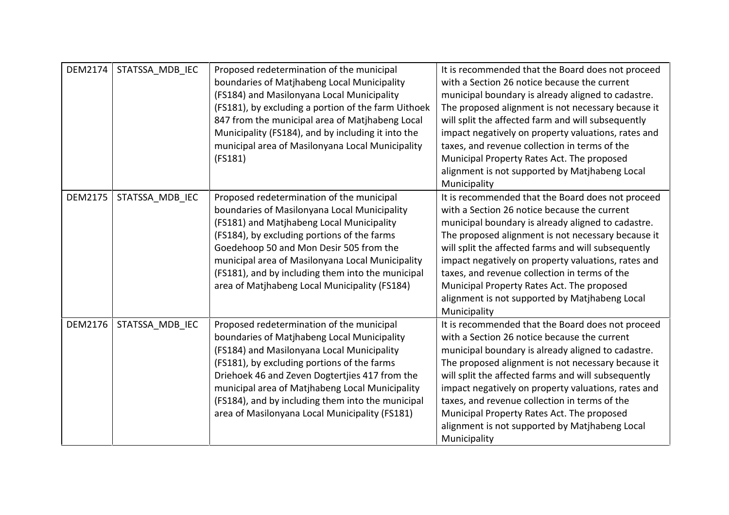| DEM2174 | STATSSA_MDB_IEC | Proposed redetermination of the municipal boundaries of Matjhabeng Local Municipality (FS184) and Masilonyana Local Municipality (FS181), by excluding a portion of the farm Uithoek 847 from the municipal area of Matjhabeng Local Municipality (FS184), and by including it into the municipal area of Masilonyana Local Municipality (FS181) | It is recommended that the Board does not proceed with a Section 26 notice because the current municipal boundary is already aligned to cadastre. The proposed alignment is not necessary because it will split the affected farm and will subsequently impact negatively on property valuations, rates and taxes, and revenue collection in terms of the Municipal Property Rates Act. The proposed alignment is not supported by Matjhabeng Local Municipality |
|---|---|---|---|
| DEM2175 | STATSSA_MDB_IEC | Proposed redetermination of the municipal boundaries of Masilonyana Local Municipality (FS181) and Matjhabeng Local Municipality (FS184), by excluding portions of the farms Goedehoop 50 and Mon Desir 505 from the municipal area of Masilonyana Local Municipality (FS181), and by including them into the municipal area of Matjhabeng Local Municipality (FS184) | It is recommended that the Board does not proceed with a Section 26 notice because the current municipal boundary is already aligned to cadastre. The proposed alignment is not necessary because it will split the affected farms and will subsequently impact negatively on property valuations, rates and taxes, and revenue collection in terms of the Municipal Property Rates Act. The proposed alignment is not supported by Matjhabeng Local Municipality |
| DEM2176 | STATSSA_MDB_IEC | Proposed redetermination of the municipal boundaries of Matjhabeng Local Municipality (FS184) and Masilonyana Local Municipality (FS181), by excluding portions of the farms Driehoek 46 and Zeven Dogtertjies 417 from the municipal area of Matjhabeng Local Municipality (FS184), and by including them into the municipal area of Masilonyana Local Municipality (FS181) | It is recommended that the Board does not proceed with a Section 26 notice because the current municipal boundary is already aligned to cadastre. The proposed alignment is not necessary because it will split the affected farms and will subsequently impact negatively on property valuations, rates and taxes, and revenue collection in terms of the Municipal Property Rates Act. The proposed alignment is not supported by Matjhabeng Local Municipality |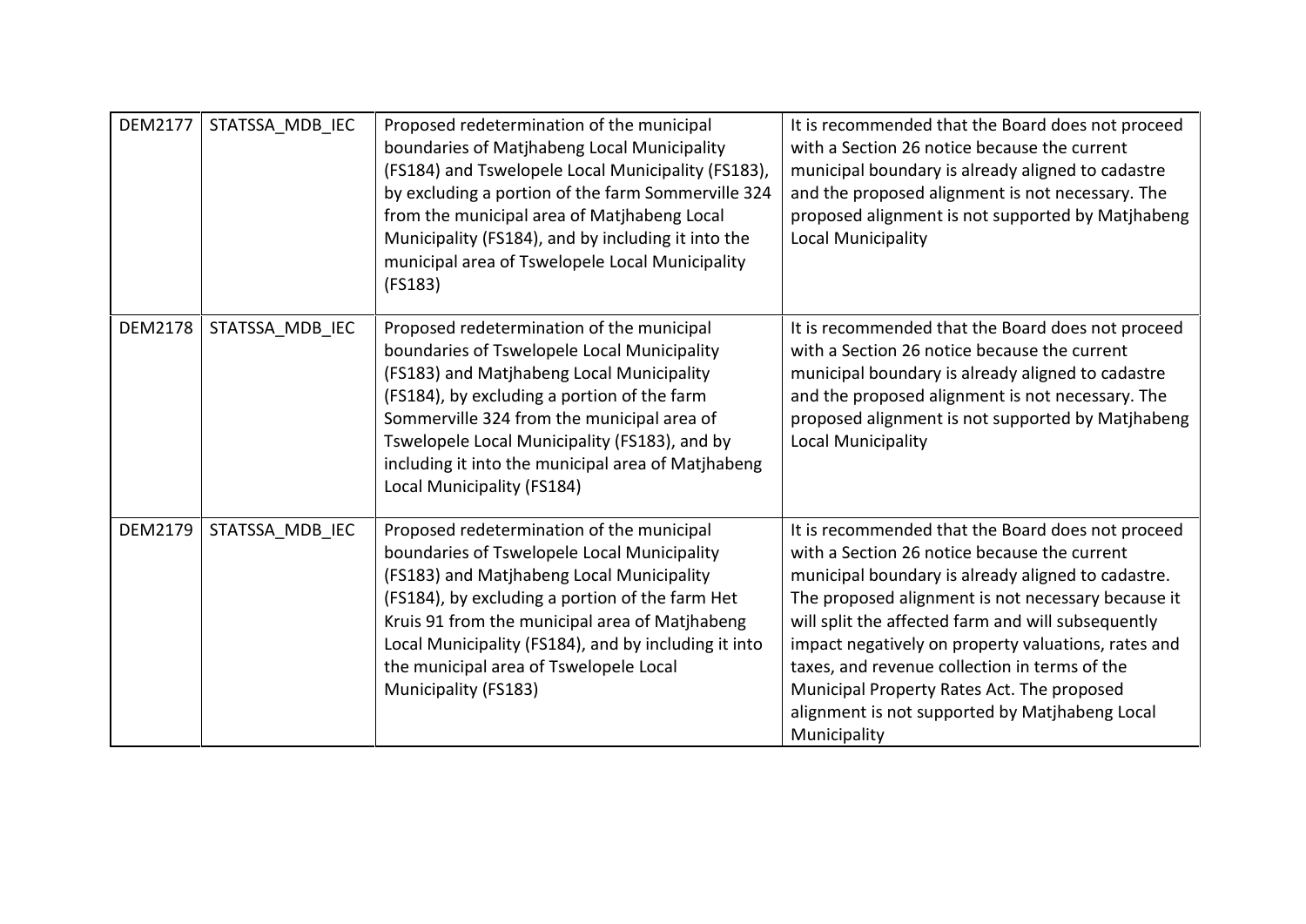| | | | |
|---|---|---|---|
| DEM2177 | STATSSA_MDB_IEC | Proposed redetermination of the municipal boundaries of Matjhabeng Local Municipality (FS184) and Tswelopele Local Municipality (FS183), by excluding a portion of the farm Sommerville 324 from the municipal area of Matjhabeng Local Municipality (FS184), and by including it into the municipal area of Tswelopele Local Municipality (FS183) | It is recommended that the Board does not proceed with a Section 26 notice because the current municipal boundary is already aligned to cadastre and the proposed alignment is not necessary. The proposed alignment is not supported by Matjhabeng Local Municipality |
| DEM2178 | STATSSA_MDB_IEC | Proposed redetermination of the municipal boundaries of Tswelopele Local Municipality (FS183) and Matjhabeng Local Municipality (FS184), by excluding a portion of the farm Sommerville 324 from the municipal area of Tswelopele Local Municipality (FS183), and by including it into the municipal area of Matjhabeng Local Municipality (FS184) | It is recommended that the Board does not proceed with a Section 26 notice because the current municipal boundary is already aligned to cadastre and the proposed alignment is not necessary. The proposed alignment is not supported by Matjhabeng Local Municipality |
| DEM2179 | STATSSA_MDB_IEC | Proposed redetermination of the municipal boundaries of Tswelopele Local Municipality (FS183) and Matjhabeng Local Municipality (FS184), by excluding a portion of the farm Het Kruis 91 from the municipal area of Matjhabeng Local Municipality (FS184), and by including it into the municipal area of Tswelopele Local Municipality (FS183) | It is recommended that the Board does not proceed with a Section 26 notice because the current municipal boundary is already aligned to cadastre. The proposed alignment is not necessary because it will split the affected farm and will subsequently impact negatively on property valuations, rates and taxes, and revenue collection in terms of the Municipal Property Rates Act. The proposed alignment is not supported by Matjhabeng Local Municipality |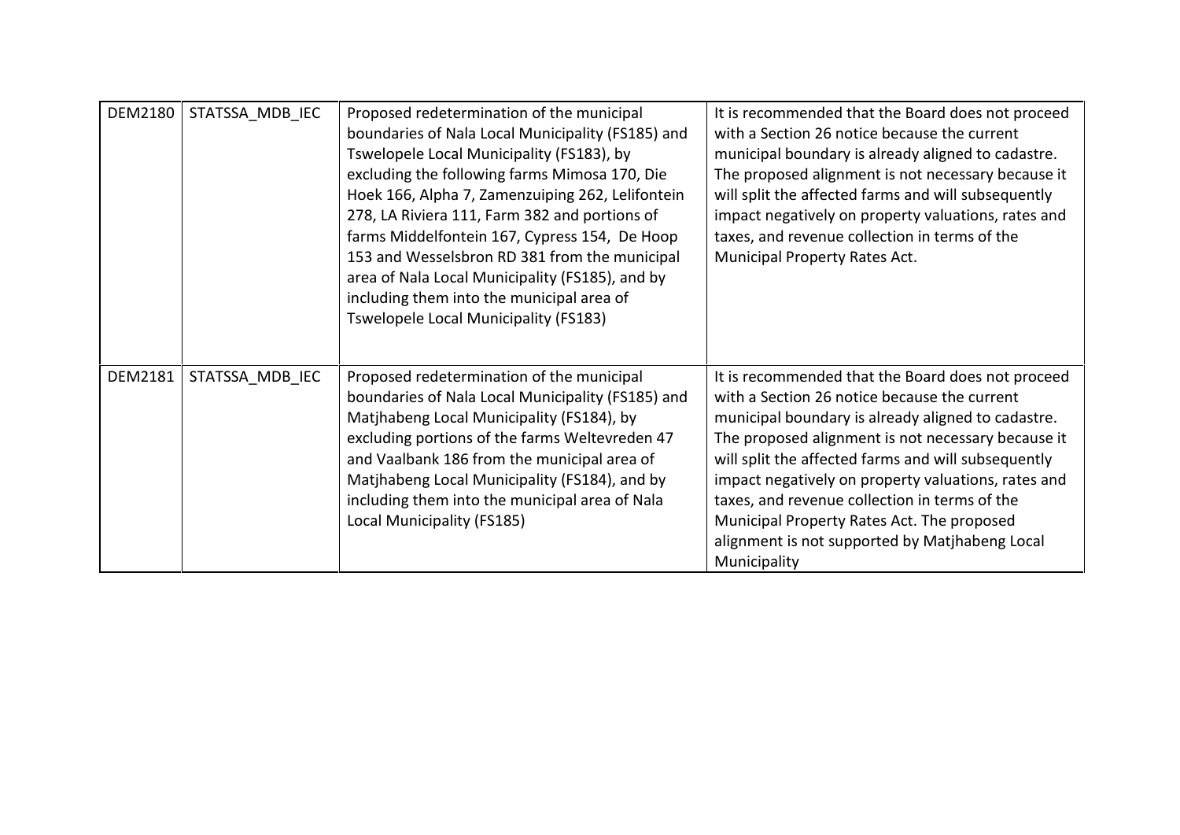| DEM2180 | STATSSA_MDB_IEC | Proposed redetermination of the municipal boundaries of Nala Local Municipality (FS185) and Tswelopele Local Municipality (FS183), by excluding the following farms Mimosa 170, Die Hoek 166, Alpha 7, Zamenzuiping 262, Lelifontein 278, LA Riviera 111, Farm 382 and portions of farms Middelfontein 167, Cypress 154, De Hoop 153 and Wesselsbron RD 381 from the municipal area of Nala Local Municipality (FS185), and by including them into the municipal area of Tswelopele Local Municipality (FS183) | It is recommended that the Board does not proceed with a Section 26 notice because the current municipal boundary is already aligned to cadastre. The proposed alignment is not necessary because it will split the affected farms and will subsequently impact negatively on property valuations, rates and taxes, and revenue collection in terms of the Municipal Property Rates Act. |
|---|---|---|---|
| DEM2181 | STATSSA_MDB_IEC | Proposed redetermination of the municipal boundaries of Nala Local Municipality (FS185) and Matjhabeng Local Municipality (FS184), by excluding portions of the farms Weltevreden 47 and Vaalbank 186 from the municipal area of Matjhabeng Local Municipality (FS184), and by including them into the municipal area of Nala Local Municipality (FS185) | It is recommended that the Board does not proceed with a Section 26 notice because the current municipal boundary is already aligned to cadastre. The proposed alignment is not necessary because it will split the affected farms and will subsequently impact negatively on property valuations, rates and taxes, and revenue collection in terms of the Municipal Property Rates Act. The proposed alignment is not supported by Matjhabeng Local Municipality |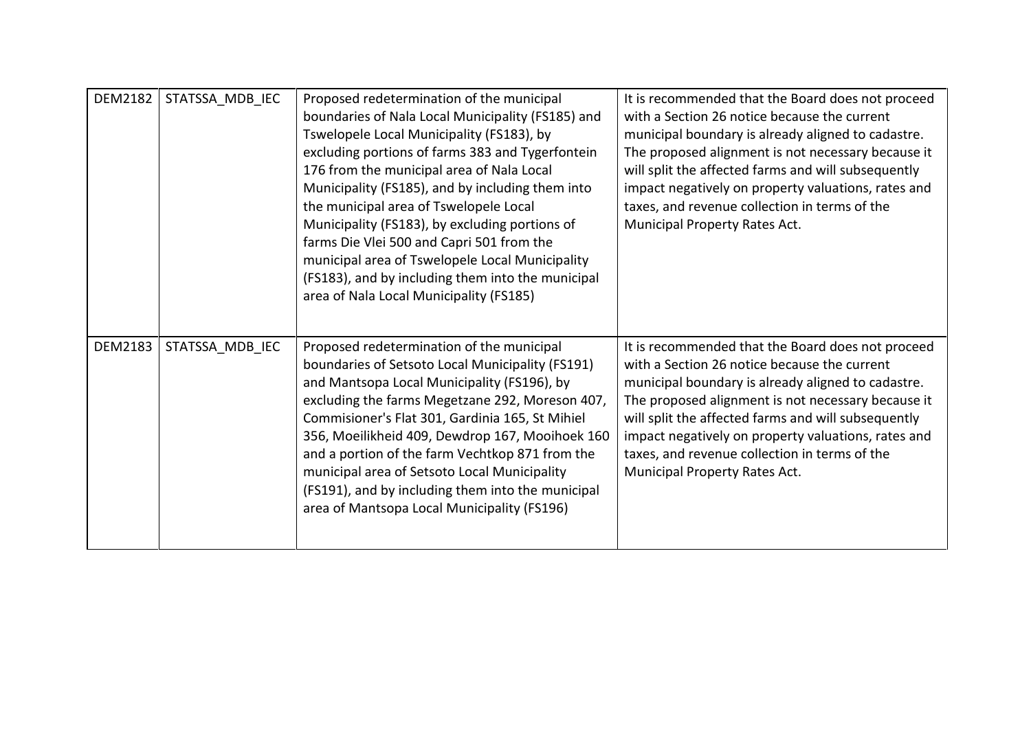| DEM2182 | STATSSA_MDB_IEC | Proposed redetermination of the municipal boundaries of Nala Local Municipality (FS185) and Tswelopele Local Municipality (FS183), by excluding portions of farms 383 and Tygerfontein 176 from the municipal area of Nala Local Municipality (FS185), and by including them into the municipal area of Tswelopele Local Municipality (FS183), by excluding portions of farms Die Vlei 500 and Capri 501 from the municipal area of Tswelopele Local Municipality (FS183), and by including them into the municipal area of Nala Local Municipality (FS185) | It is recommended that the Board does not proceed with a Section 26 notice because the current municipal boundary is already aligned to cadastre. The proposed alignment is not necessary because it will split the affected farms and will subsequently impact negatively on property valuations, rates and taxes, and revenue collection in terms of the Municipal Property Rates Act. |
|---|---|---|---|
| DEM2183 | STATSSA_MDB_IEC | Proposed redetermination of the municipal boundaries of Setsoto Local Municipality (FS191) and Mantsopa Local Municipality (FS196), by excluding the farms Megetzane 292, Moreson 407, Commisioner's Flat 301, Gardinia 165, St Mihiel 356, Moeilikheid 409, Dewdrop 167, Mooihoek 160 and a portion of the farm Vechtkop 871 from the municipal area of Setsoto Local Municipality (FS191), and by including them into the municipal area of Mantsopa Local Municipality (FS196) | It is recommended that the Board does not proceed with a Section 26 notice because the current municipal boundary is already aligned to cadastre. The proposed alignment is not necessary because it will split the affected farms and will subsequently impact negatively on property valuations, rates and taxes, and revenue collection in terms of the Municipal Property Rates Act. |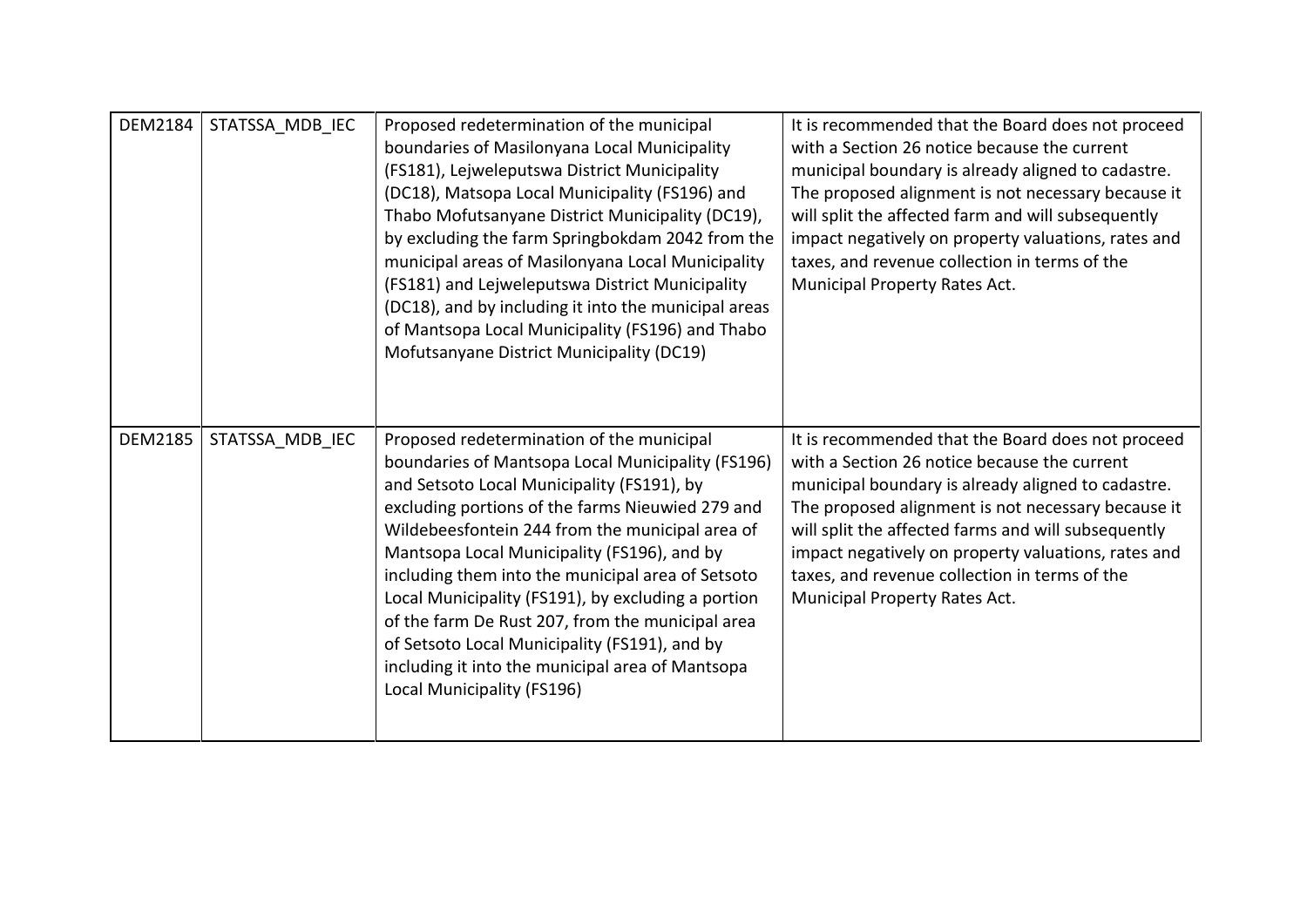| DEM2184 | STATSSA_MDB_IEC | Proposed redetermination of the municipal boundaries of Masilonyana Local Municipality (FS181), Lejweleputswa District Municipality (DC18), Matsopa Local Municipality (FS196) and Thabo Mofutsanyane District Municipality (DC19), by excluding the farm Springbokdam 2042 from the municipal areas of Masilonyana Local Municipality (FS181) and Lejweleputswa District Municipality (DC18), and by including it into the municipal areas of Mantsopa Local Municipality (FS196) and Thabo Mofutsanyane District Municipality (DC19) | It is recommended that the Board does not proceed with a Section 26 notice because the current municipal boundary is already aligned to cadastre. The proposed alignment is not necessary because it will split the affected farm and will subsequently impact negatively on property valuations, rates and taxes, and revenue collection in terms of the Municipal Property Rates Act. |
|---|---|---|---|
| DEM2185 | STATSSA_MDB_IEC | Proposed redetermination of the municipal boundaries of Mantsopa Local Municipality (FS196) and Setsoto Local Municipality (FS191), by excluding portions of the farms Nieuwied 279 and Wildebeesfontein 244 from the municipal area of Mantsopa Local Municipality (FS196), and by including them into the municipal area of Setsoto Local Municipality (FS191), by excluding a portion of the farm De Rust 207, from the municipal area of Setsoto Local Municipality (FS191), and by including it into the municipal area of Mantsopa Local Municipality (FS196) | It is recommended that the Board does not proceed with a Section 26 notice because the current municipal boundary is already aligned to cadastre. The proposed alignment is not necessary because it will split the affected farms and will subsequently impact negatively on property valuations, rates and taxes, and revenue collection in terms of the Municipal Property Rates Act. |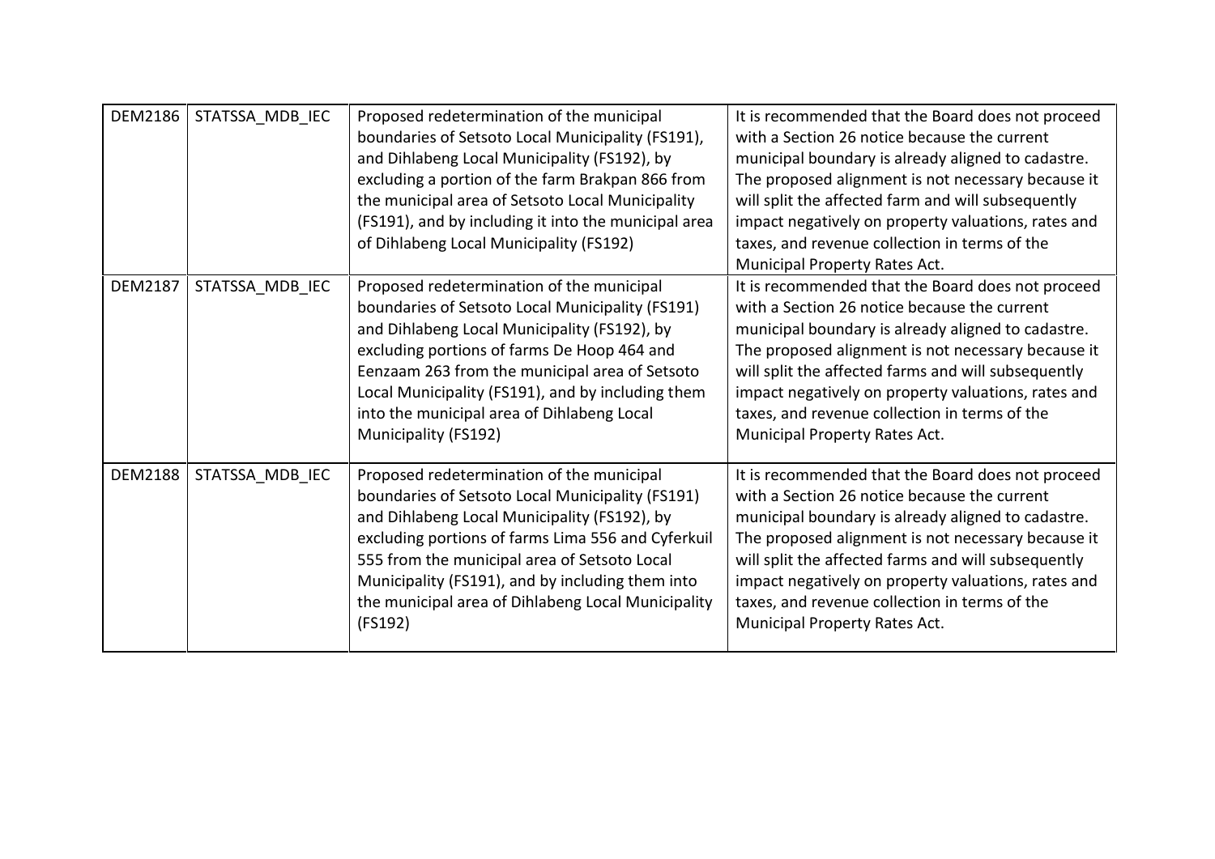| DEM2186 | STATSSA_MDB_IEC | Proposed redetermination of the municipal boundaries of Setsoto Local Municipality (FS191), and Dihlabeng Local Municipality (FS192), by excluding a portion of the farm Brakpan 866 from the municipal area of Setsoto Local Municipality (FS191), and by including it into the municipal area of Dihlabeng Local Municipality (FS192) | It is recommended that the Board does not proceed with a Section 26 notice because the current municipal boundary is already aligned to cadastre. The proposed alignment is not necessary because it will split the affected farm and will subsequently impact negatively on property valuations, rates and taxes, and revenue collection in terms of the Municipal Property Rates Act. |
|---|---|---|---|
| DEM2187 | STATSSA_MDB_IEC | Proposed redetermination of the municipal boundaries of Setsoto Local Municipality (FS191) and Dihlabeng Local Municipality (FS192), by excluding portions of farms De Hoop 464 and Eenzaam 263 from the municipal area of Setsoto Local Municipality (FS191), and by including them into the municipal area of Dihlabeng Local Municipality (FS192) | It is recommended that the Board does not proceed with a Section 26 notice because the current municipal boundary is already aligned to cadastre. The proposed alignment is not necessary because it will split the affected farms and will subsequently impact negatively on property valuations, rates and taxes, and revenue collection in terms of the Municipal Property Rates Act. |
| DEM2188 | STATSSA_MDB_IEC | Proposed redetermination of the municipal boundaries of Setsoto Local Municipality (FS191) and Dihlabeng Local Municipality (FS192), by excluding portions of farms Lima 556 and Cyferkuil 555 from the municipal area of Setsoto Local Municipality (FS191), and by including them into the municipal area of Dihlabeng Local Municipality (FS192) | It is recommended that the Board does not proceed with a Section 26 notice because the current municipal boundary is already aligned to cadastre. The proposed alignment is not necessary because it will split the affected farms and will subsequently impact negatively on property valuations, rates and taxes, and revenue collection in terms of the Municipal Property Rates Act. |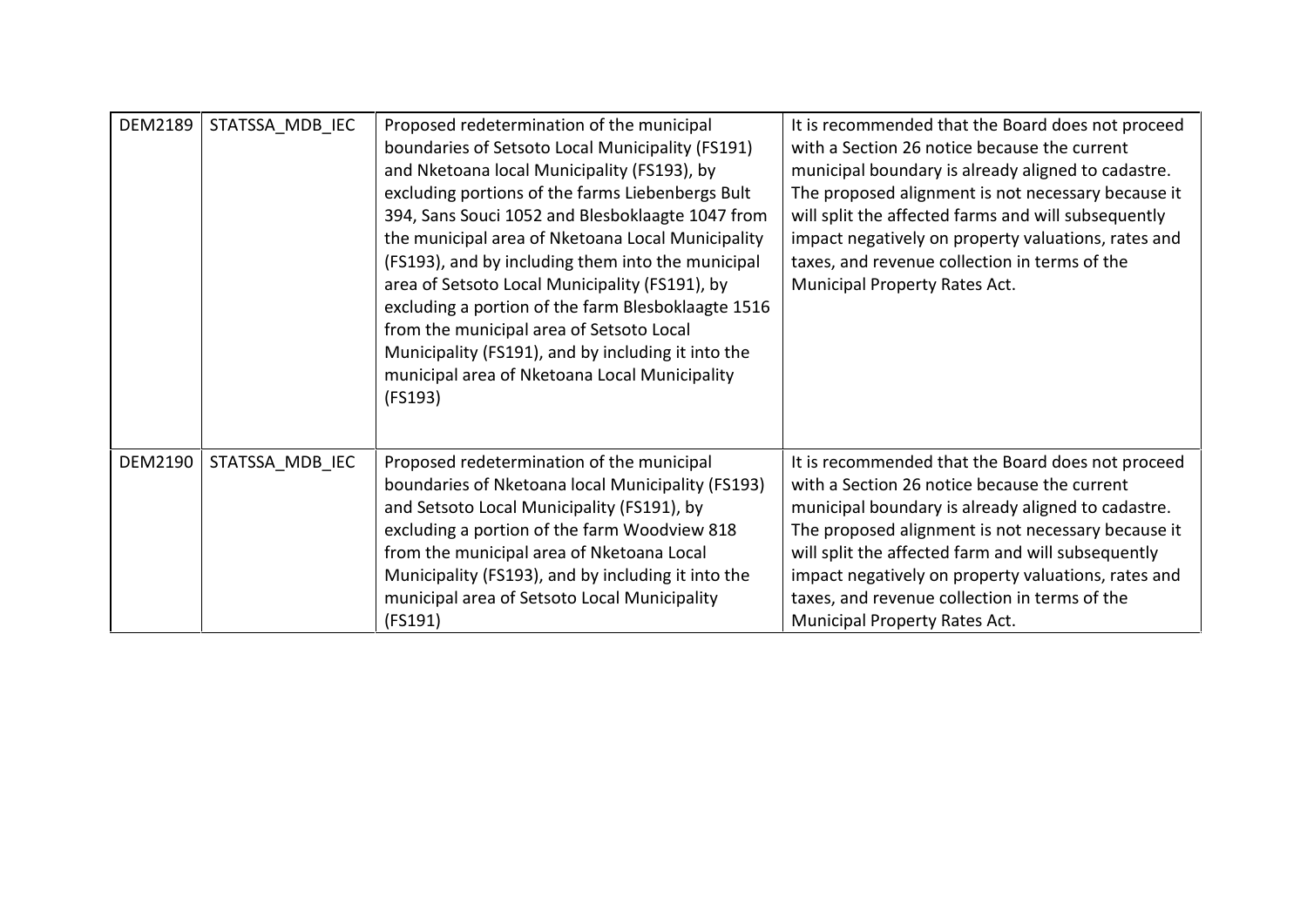| DEM2189 | STATSSA_MDB_IEC | Proposed redetermination of the municipal boundaries of Setsoto Local Municipality (FS191) and Nketoana local Municipality (FS193), by excluding portions of the farms Liebenbergs Bult 394, Sans Souci 1052 and Blesboklaagte 1047 from the municipal area of Nketoana Local Municipality (FS193), and by including them into the municipal area of Setsoto Local Municipality (FS191), by excluding a portion of the farm Blesboklaagte 1516 from the municipal area of Setsoto Local Municipality (FS191), and by including it into the municipal area of Nketoana Local Municipality (FS193) | It is recommended that the Board does not proceed with a Section 26 notice because the current municipal boundary is already aligned to cadastre. The proposed alignment is not necessary because it will split the affected farms and will subsequently impact negatively on property valuations, rates and taxes, and revenue collection in terms of the Municipal Property Rates Act. |
|---|---|---|---|
| DEM2190 | STATSSA_MDB_IEC | Proposed redetermination of the municipal boundaries of Nketoana local Municipality (FS193) and Setsoto Local Municipality (FS191), by excluding a portion of the farm Woodview 818 from the municipal area of Nketoana Local Municipality (FS193), and by including it into the municipal area of Setsoto Local Municipality (FS191) | It is recommended that the Board does not proceed with a Section 26 notice because the current municipal boundary is already aligned to cadastre. The proposed alignment is not necessary because it will split the affected farm and will subsequently impact negatively on property valuations, rates and taxes, and revenue collection in terms of the Municipal Property Rates Act. |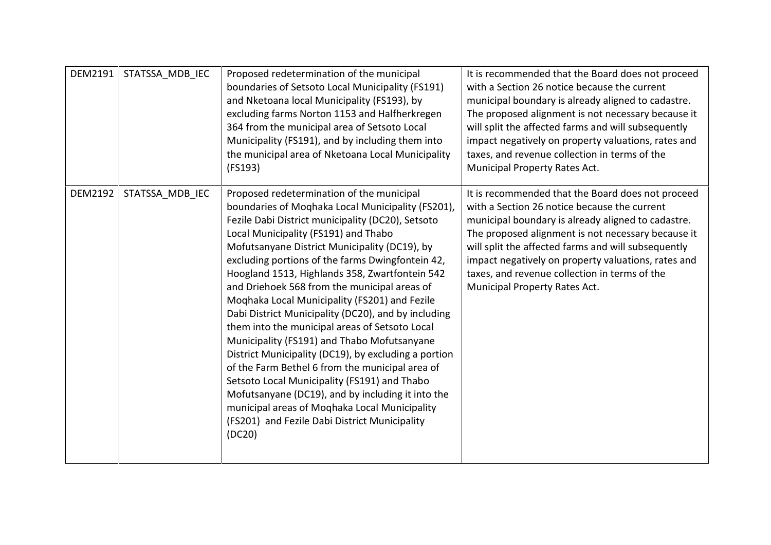| | | | |
|---|---|---|---|
| DEM2191 | STATSSA_MDB_IEC | Proposed redetermination of the municipal boundaries of Setsoto Local Municipality (FS191) and Nketoana local Municipality (FS193), by excluding farms Norton 1153 and Halfherkregen 364 from the municipal area of Setsoto Local Municipality (FS191), and by including them into the municipal area of Nketoana Local Municipality (FS193) | It is recommended that the Board does not proceed with a Section 26 notice because the current municipal boundary is already aligned to cadastre. The proposed alignment is not necessary because it will split the affected farms and will subsequently impact negatively on property valuations, rates and taxes, and revenue collection in terms of the Municipal Property Rates Act. |
| DEM2192 | STATSSA_MDB_IEC | Proposed redetermination of the municipal boundaries of Moqhaka Local Municipality (FS201), Fezile Dabi District municipality (DC20), Setsoto Local Municipality (FS191) and Thabo Mofutsanyane District Municipality (DC19), by excluding portions of the farms Dwingfontein 42, Hoogland 1513, Highlands 358, Zwartfontein 542 and Driehoek 568 from the municipal areas of Moqhaka Local Municipality (FS201) and Fezile Dabi District Municipality (DC20), and by including them into the municipal areas of Setsoto Local Municipality (FS191) and Thabo Mofutsanyane District Municipality (DC19), by excluding a portion of the Farm Bethel 6 from the municipal area of Setsoto Local Municipality (FS191) and Thabo Mofutsanyane (DC19), and by including it into the municipal areas of Moqhaka Local Municipality (FS201) and Fezile Dabi District Municipality (DC20) | It is recommended that the Board does not proceed with a Section 26 notice because the current municipal boundary is already aligned to cadastre. The proposed alignment is not necessary because it will split the affected farms and will subsequently impact negatively on property valuations, rates and taxes, and revenue collection in terms of the Municipal Property Rates Act. |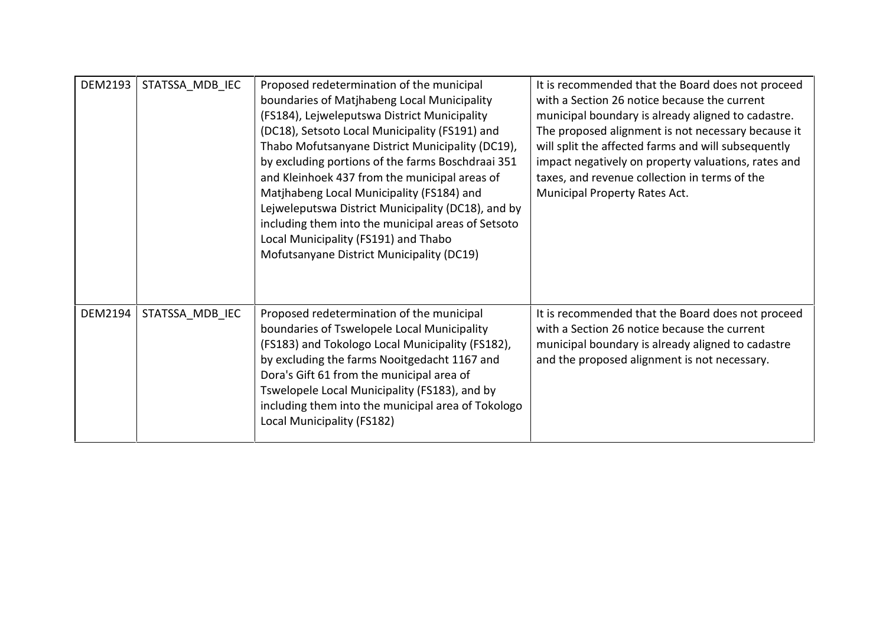| DEM2193 | STATSSA_MDB_IEC | Proposed redetermination of the municipal boundaries of Matjhabeng Local Municipality (FS184), Lejweleputswa District Municipality (DC18), Setsoto Local Municipality (FS191) and Thabo Mofutsanyane District Municipality (DC19), by excluding portions of the farms Boschdraai 351 and Kleinhoek 437 from the municipal areas of Matjhabeng Local Municipality (FS184) and Lejweleputswa District Municipality (DC18), and by including them into the municipal areas of Setsoto Local Municipality (FS191) and Thabo Mofutsanyane District Municipality (DC19) | It is recommended that the Board does not proceed with a Section 26 notice because the current municipal boundary is already aligned to cadastre. The proposed alignment is not necessary because it will split the affected farms and will subsequently impact negatively on property valuations, rates and taxes, and revenue collection in terms of the Municipal Property Rates Act. |
|---|---|---|---|
| DEM2194 | STATSSA_MDB_IEC | Proposed redetermination of the municipal boundaries of Tswelopele Local Municipality (FS183) and Tokologo Local Municipality (FS182), by excluding the farms Nooitgedacht 1167 and Dora's Gift 61 from the municipal area of Tswelopele Local Municipality (FS183), and by including them into the municipal area of Tokologo Local Municipality (FS182) | It is recommended that the Board does not proceed with a Section 26 notice because the current municipal boundary is already aligned to cadastre and the proposed alignment is not necessary. |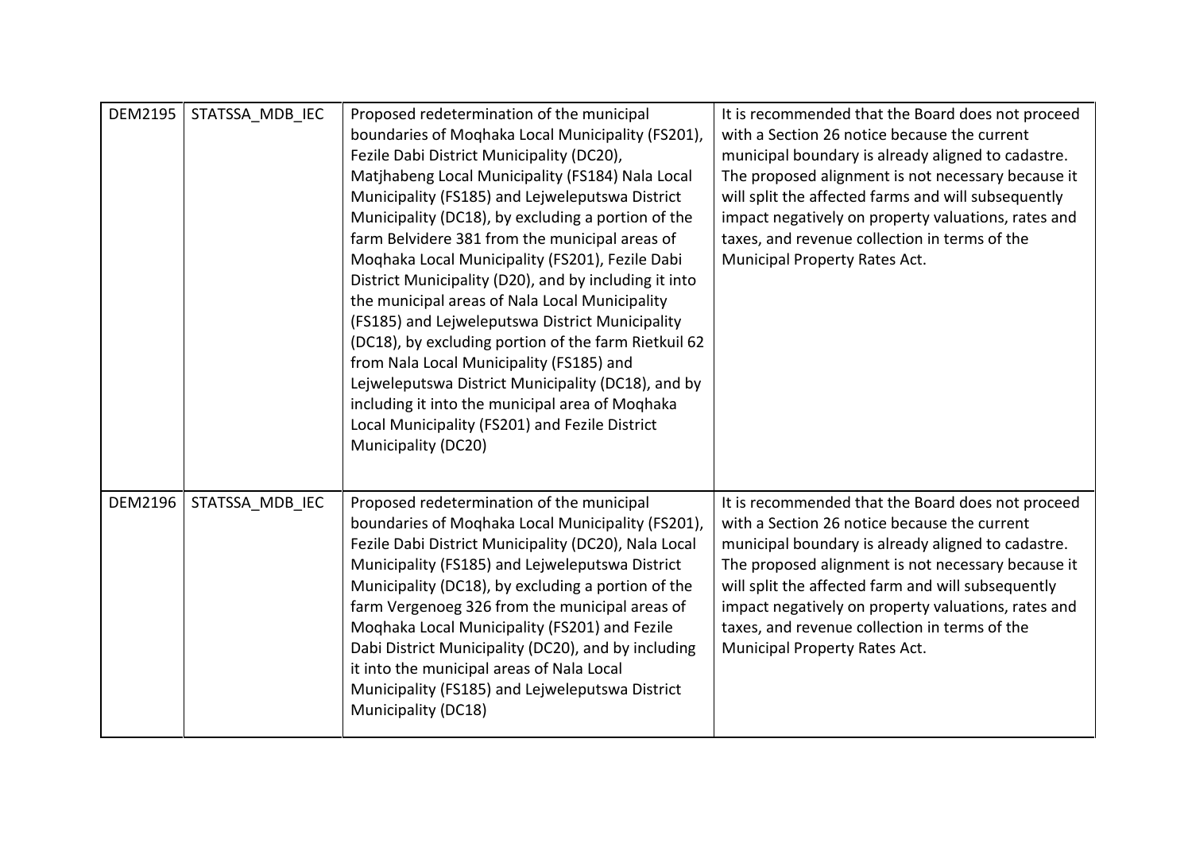| | | | |
|---|---|---|---|
| DEM2195 | STATSSA_MDB_IEC | Proposed redetermination of the municipal boundaries of Moqhaka Local Municipality (FS201), Fezile Dabi District Municipality (DC20), Matjhabeng Local Municipality (FS184) Nala Local Municipality (FS185) and Lejweleputswa District Municipality (DC18), by excluding a portion of the farm Belvidere 381 from the municipal areas of Moqhaka Local Municipality (FS201), Fezile Dabi District Municipality (D20), and by including it into the municipal areas of Nala Local Municipality (FS185) and Lejweleputswa District Municipality (DC18), by excluding portion of the farm Rietkuil 62 from Nala Local Municipality (FS185) and Lejweleputswa District Municipality (DC18), and by including it into the municipal area of Moqhaka Local Municipality (FS201) and Fezile District Municipality (DC20) | It is recommended that the Board does not proceed with a Section 26 notice because the current municipal boundary is already aligned to cadastre. The proposed alignment is not necessary because it will split the affected farms and will subsequently impact negatively on property valuations, rates and taxes, and revenue collection in terms of the Municipal Property Rates Act. |
| DEM2196 | STATSSA_MDB_IEC | Proposed redetermination of the municipal boundaries of Moqhaka Local Municipality (FS201), Fezile Dabi District Municipality (DC20), Nala Local Municipality (FS185) and Lejweleputswa District Municipality (DC18), by excluding a portion of the farm Vergenoeg 326 from the municipal areas of Moqhaka Local Municipality (FS201) and Fezile Dabi District Municipality (DC20), and by including it into the municipal areas of Nala Local Municipality (FS185) and Lejweleputswa District Municipality (DC18) | It is recommended that the Board does not proceed with a Section 26 notice because the current municipal boundary is already aligned to cadastre. The proposed alignment is not necessary because it will split the affected farm and will subsequently impact negatively on property valuations, rates and taxes, and revenue collection in terms of the Municipal Property Rates Act. |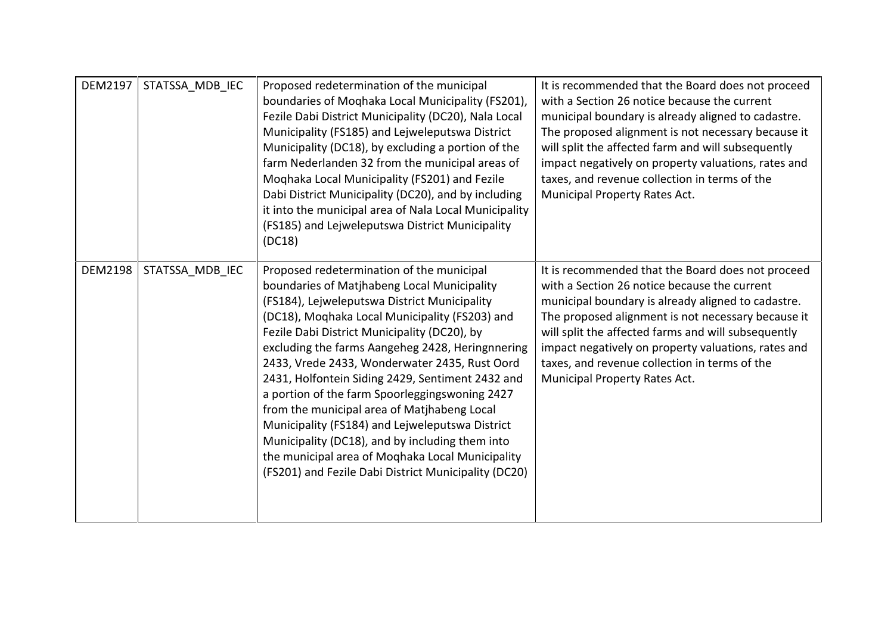| DEM2197 | STATSSA_MDB_IEC | Proposed redetermination of the municipal boundaries of Moqhaka Local Municipality (FS201), Fezile Dabi District Municipality (DC20), Nala Local Municipality (FS185) and Lejweleputswa District Municipality (DC18), by excluding a portion of the farm Nederlanden 32 from the municipal areas of Moqhaka Local Municipality (FS201) and Fezile Dabi District Municipality (DC20), and by including it into the municipal area of Nala Local Municipality (FS185) and Lejweleputswa District Municipality (DC18) | It is recommended that the Board does not proceed with a Section 26 notice because the current municipal boundary is already aligned to cadastre. The proposed alignment is not necessary because it will split the affected farm and will subsequently impact negatively on property valuations, rates and taxes, and revenue collection in terms of the Municipal Property Rates Act. |
|---|---|---|---|
| DEM2198 | STATSSA_MDB_IEC | Proposed redetermination of the municipal boundaries of Matjhabeng Local Municipality (FS184), Lejweleputswa District Municipality (DC18), Moqhaka Local Municipality (FS203) and Fezile Dabi District Municipality (DC20), by excluding the farms Aangeheg 2428, Heringnnering 2433, Vrede 2433, Wonderwater 2435, Rust Oord 2431, Holfontein Siding 2429, Sentiment 2432 and a portion of the farm Spoorleggingswoning 2427 from the municipal area of Matjhabeng Local Municipality (FS184) and Lejweleputswa District Municipality (DC18), and by including them into the municipal area of Moqhaka Local Municipality (FS201) and Fezile Dabi District Municipality (DC20) | It is recommended that the Board does not proceed with a Section 26 notice because the current municipal boundary is already aligned to cadastre. The proposed alignment is not necessary because it will split the affected farms and will subsequently impact negatively on property valuations, rates and taxes, and revenue collection in terms of the Municipal Property Rates Act. |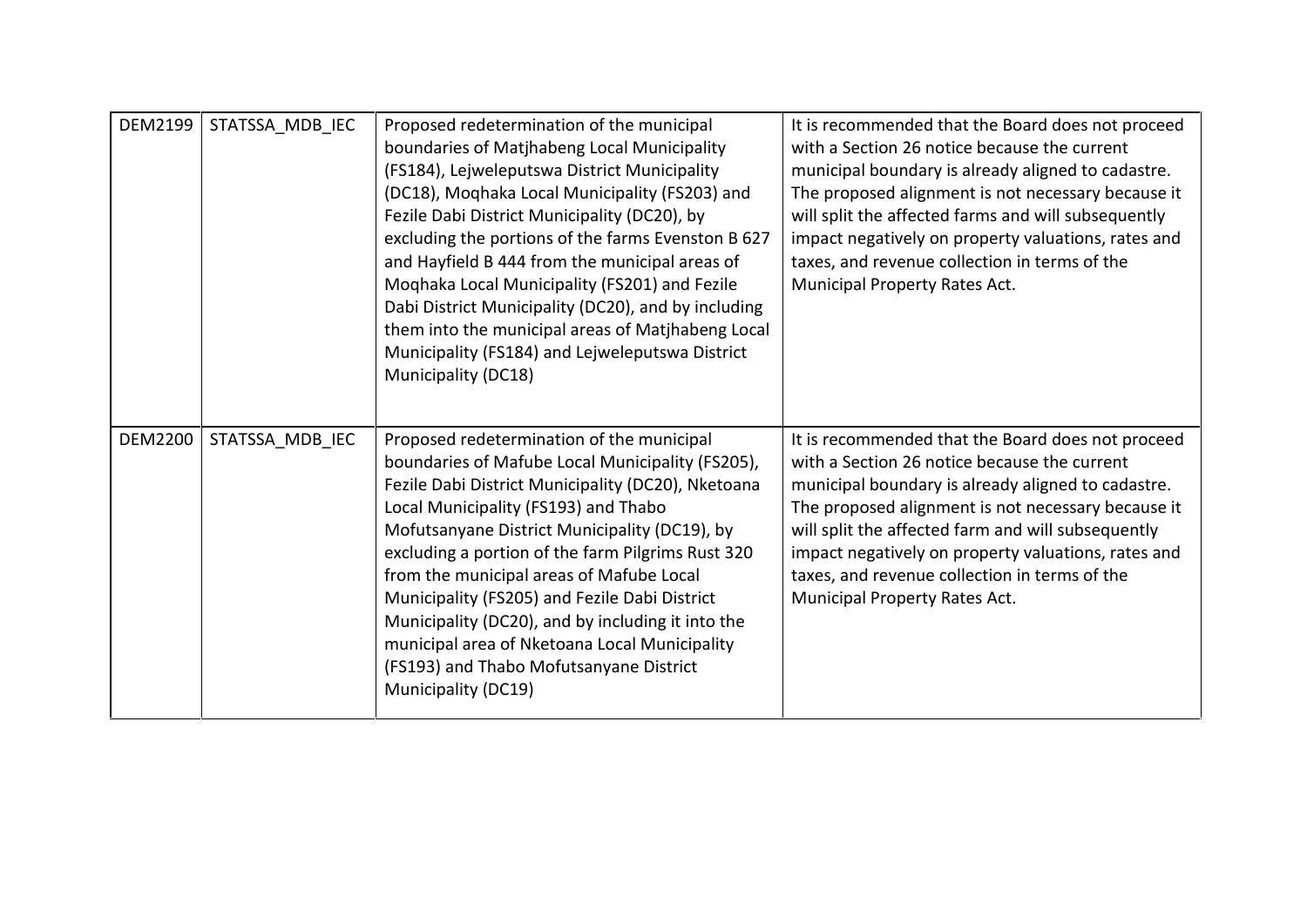| | | | |
|---|---|---|---|
| DEM2199 | STATSSA_MDB_IEC | Proposed redetermination of the municipal boundaries of Matjhabeng Local Municipality (FS184), Lejweleputswa District Municipality (DC18), Moqhaka Local Municipality (FS203) and Fezile Dabi District Municipality (DC20), by excluding the portions of the farms Evenston B 627 and Hayfield B 444 from the municipal areas of Moqhaka Local Municipality (FS201) and Fezile Dabi District Municipality (DC20), and by including them into the municipal areas of Matjhabeng Local Municipality (FS184) and Lejweleputswa District Municipality (DC18) | It is recommended that the Board does not proceed with a Section 26 notice because the current municipal boundary is already aligned to cadastre. The proposed alignment is not necessary because it will split the affected farms and will subsequently impact negatively on property valuations, rates and taxes, and revenue collection in terms of the Municipal Property Rates Act. |
| DEM2200 | STATSSA_MDB_IEC | Proposed redetermination of the municipal boundaries of Mafube Local Municipality (FS205), Fezile Dabi District Municipality (DC20), Nketoana Local Municipality (FS193) and Thabo Mofutsanyane District Municipality (DC19), by excluding a portion of the farm Pilgrims Rust 320 from the municipal areas of Mafube Local Municipality (FS205) and Fezile Dabi District Municipality (DC20), and by including it into the municipal area of Nketoana Local Municipality (FS193) and Thabo Mofutsanyane District Municipality (DC19) | It is recommended that the Board does not proceed with a Section 26 notice because the current municipal boundary is already aligned to cadastre. The proposed alignment is not necessary because it will split the affected farm and will subsequently impact negatively on property valuations, rates and taxes, and revenue collection in terms of the Municipal Property Rates Act. |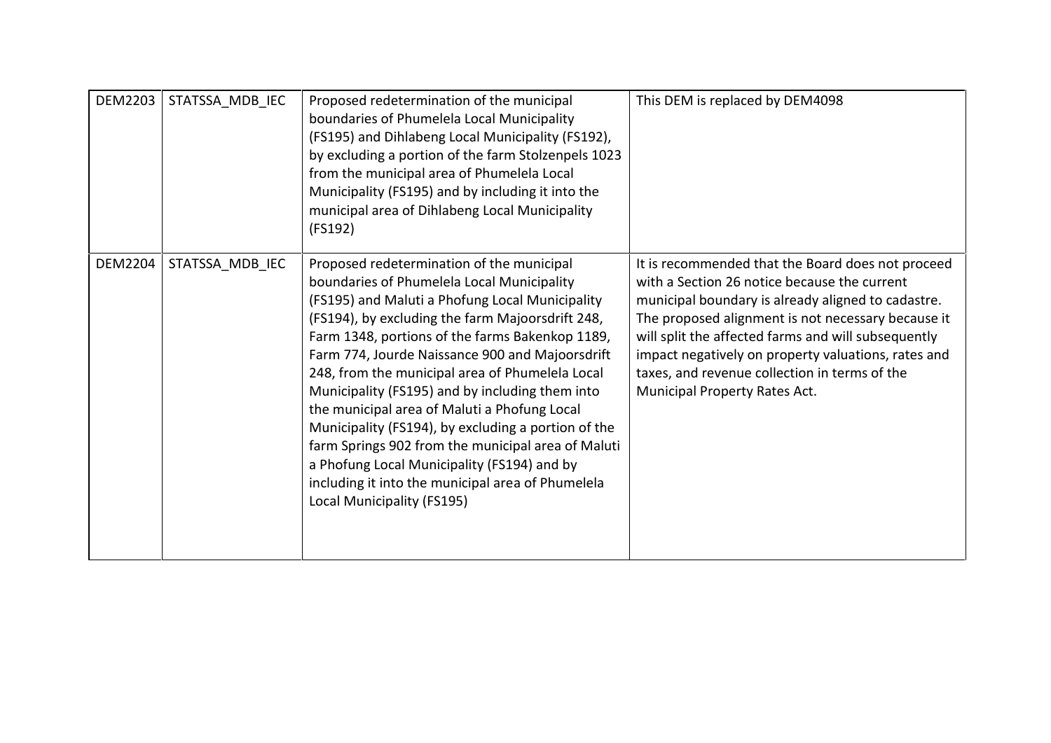| DEM2203 | STATSSA_MDB_IEC | Proposed redetermination of the municipal boundaries of Phumelela Local Municipality (FS195) and Dihlabeng Local Municipality (FS192), by excluding a portion of the farm Stolzenpels 1023 from the municipal area of Phumelela Local Municipality (FS195) and by including it into the municipal area of Dihlabeng Local Municipality (FS192) | This DEM is replaced by DEM4098 |
|---|---|---|---|
| DEM2204 | STATSSA_MDB_IEC | Proposed redetermination of the municipal boundaries of Phumelela Local Municipality (FS195) and Maluti a Phofung Local Municipality (FS194), by excluding the farm Majoorsdrift 248, Farm 1348, portions of the farms Bakenkop 1189, Farm 774, Jourde Naissance 900 and Majoorsdrift 248, from the municipal area of Phumelela Local Municipality (FS195) and by including them into the municipal area of Maluti a Phofung Local Municipality (FS194), by excluding a portion of the farm Springs 902 from the municipal area of Maluti a Phofung Local Municipality (FS194) and by including it into the municipal area of Phumelela Local Municipality (FS195) | It is recommended that the Board does not proceed with a Section 26 notice because the current municipal boundary is already aligned to cadastre. The proposed alignment is not necessary because it will split the affected farms and will subsequently impact negatively on property valuations, rates and taxes, and revenue collection in terms of the Municipal Property Rates Act. |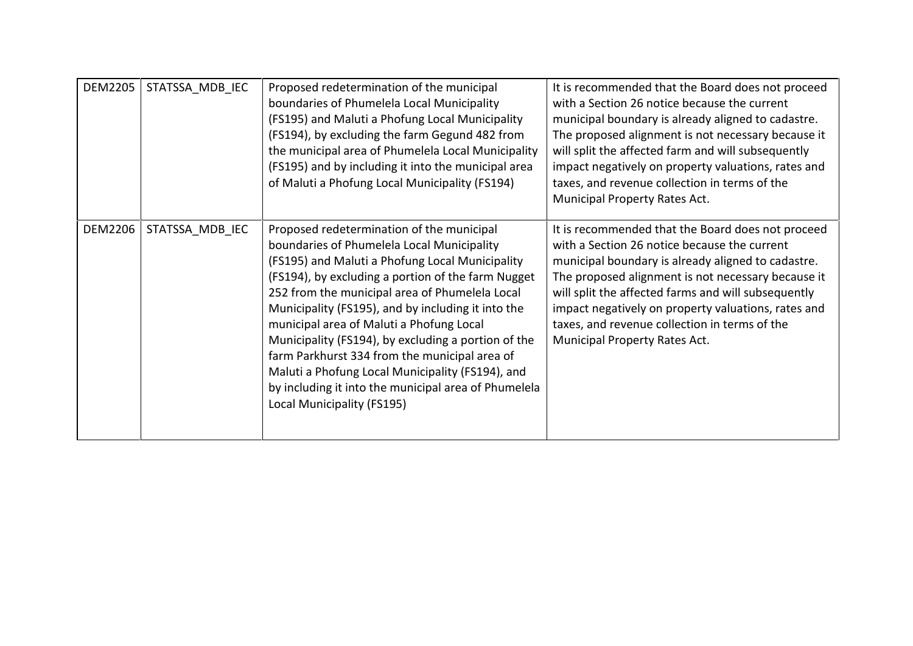| DEM2205 | STATSSA_MDB_IEC | Proposed redetermination of the municipal boundaries of Phumelela Local Municipality (FS195) and Maluti a Phofung Local Municipality (FS194), by excluding the farm Gegund 482 from the municipal area of Phumelela Local Municipality (FS195) and by including it into the municipal area of Maluti a Phofung Local Municipality (FS194) | It is recommended that the Board does not proceed with a Section 26 notice because the current municipal boundary is already aligned to cadastre. The proposed alignment is not necessary because it will split the affected farm and will subsequently impact negatively on property valuations, rates and taxes, and revenue collection in terms of the Municipal Property Rates Act. |
|---|---|---|---|
| DEM2206 | STATSSA_MDB_IEC | Proposed redetermination of the municipal boundaries of Phumelela Local Municipality (FS195) and Maluti a Phofung Local Municipality (FS194), by excluding a portion of the farm Nugget 252 from the municipal area of Phumelela Local Municipality (FS195), and by including it into the municipal area of Maluti a Phofung Local Municipality (FS194), by excluding a portion of the farm Parkhurst 334 from the municipal area of Maluti a Phofung Local Municipality (FS194), and by including it into the municipal area of Phumelela Local Municipality (FS195) | It is recommended that the Board does not proceed with a Section 26 notice because the current municipal boundary is already aligned to cadastre. The proposed alignment is not necessary because it will split the affected farms and will subsequently impact negatively on property valuations, rates and taxes, and revenue collection in terms of the Municipal Property Rates Act. |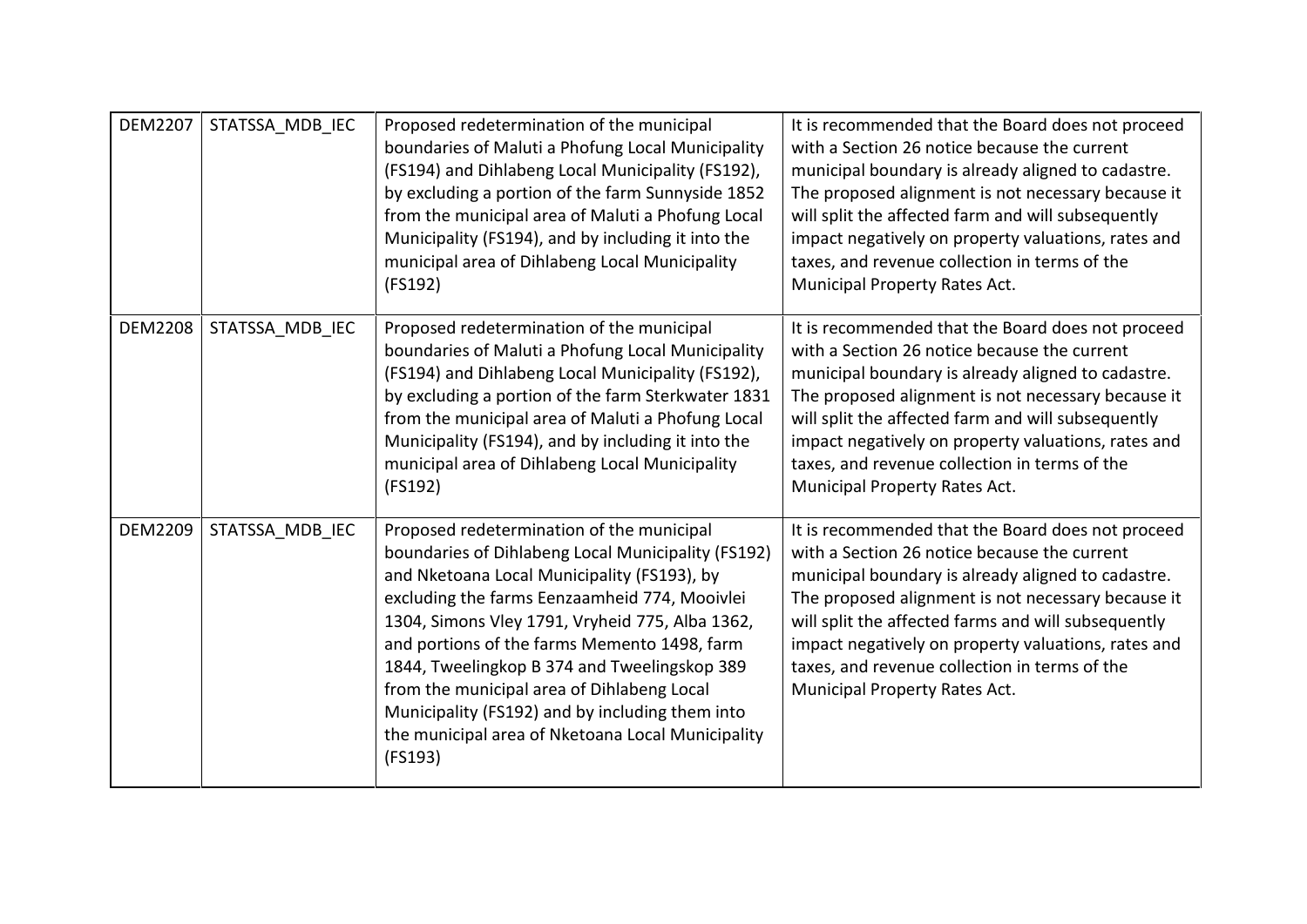| DEM2207 | STATSSA_MDB_IEC | Proposed redetermination of the municipal boundaries of Maluti a Phofung Local Municipality (FS194) and Dihlabeng Local Municipality (FS192), by excluding a portion of the farm Sunnyside 1852 from the municipal area of Maluti a Phofung Local Municipality (FS194), and by including it into the municipal area of Dihlabeng Local Municipality (FS192) | It is recommended that the Board does not proceed with a Section 26 notice because the current municipal boundary is already aligned to cadastre. The proposed alignment is not necessary because it will split the affected farm and will subsequently impact negatively on property valuations, rates and taxes, and revenue collection in terms of the Municipal Property Rates Act. |
|---|---|---|---|
| DEM2208 | STATSSA_MDB_IEC | Proposed redetermination of the municipal boundaries of Maluti a Phofung Local Municipality (FS194) and Dihlabeng Local Municipality (FS192), by excluding a portion of the farm Sterkwater 1831 from the municipal area of Maluti a Phofung Local Municipality (FS194), and by including it into the municipal area of Dihlabeng Local Municipality (FS192) | It is recommended that the Board does not proceed with a Section 26 notice because the current municipal boundary is already aligned to cadastre. The proposed alignment is not necessary because it will split the affected farm and will subsequently impact negatively on property valuations, rates and taxes, and revenue collection in terms of the Municipal Property Rates Act. |
| DEM2209 | STATSSA_MDB_IEC | Proposed redetermination of the municipal boundaries of Dihlabeng Local Municipality (FS192) and Nketoana Local Municipality (FS193), by excluding the farms Eenzaamheid 774, Mooivlei 1304, Simons Vley 1791, Vryheid 775, Alba 1362, and portions of the farms Memento 1498, farm 1844, Tweelingkop B 374 and Tweelingskop 389 from the municipal area of Dihlabeng Local Municipality (FS192) and by including them into the municipal area of Nketoana Local Municipality (FS193) | It is recommended that the Board does not proceed with a Section 26 notice because the current municipal boundary is already aligned to cadastre. The proposed alignment is not necessary because it will split the affected farms and will subsequently impact negatively on property valuations, rates and taxes, and revenue collection in terms of the Municipal Property Rates Act. |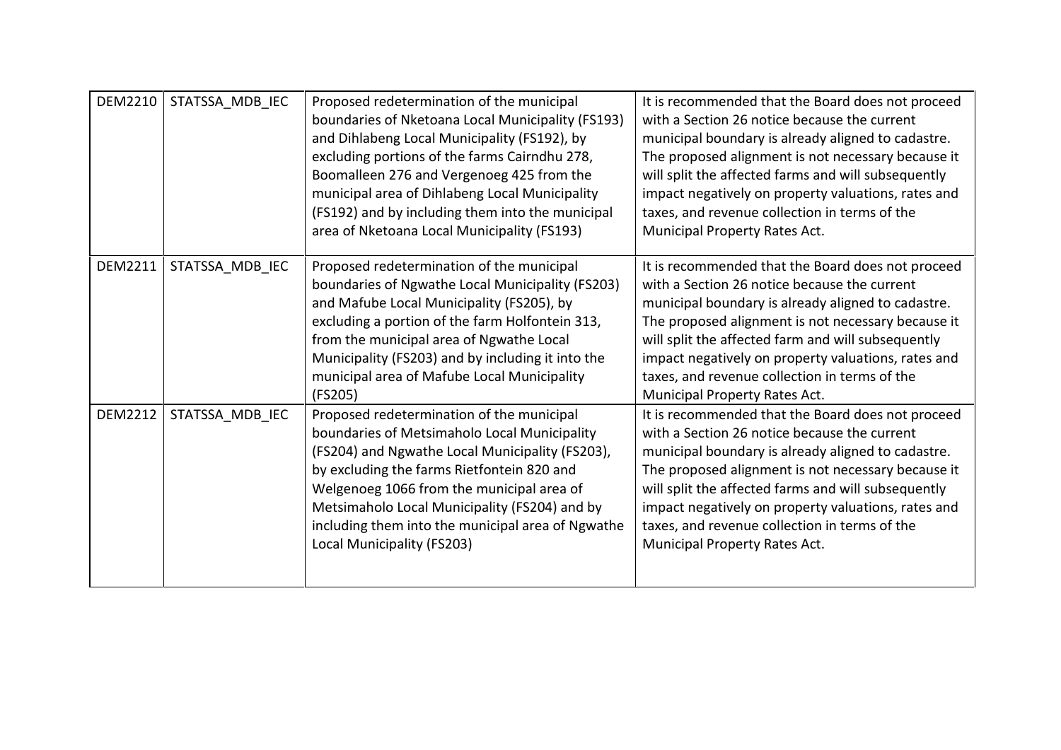| | | | |
|---|---|---|---|
| DEM2210 | STATSSA_MDB_IEC | Proposed redetermination of the municipal boundaries of Nketoana Local Municipality (FS193) and Dihlabeng Local Municipality (FS192), by excluding portions of the farms Cairndhu 278, Boomalleen 276 and Vergenoeg 425 from the municipal area of Dihlabeng Local Municipality (FS192) and by including them into the municipal area of Nketoana Local Municipality (FS193) | It is recommended that the Board does not proceed with a Section 26 notice because the current municipal boundary is already aligned to cadastre. The proposed alignment is not necessary because it will split the affected farms and will subsequently impact negatively on property valuations, rates and taxes, and revenue collection in terms of the Municipal Property Rates Act. |
| DEM2211 | STATSSA_MDB_IEC | Proposed redetermination of the municipal boundaries of Ngwathe Local Municipality (FS203) and Mafube Local Municipality (FS205), by excluding a portion of the farm Holfontein 313, from the municipal area of Ngwathe Local Municipality (FS203) and by including it into the municipal area of Mafube Local Municipality (FS205) | It is recommended that the Board does not proceed with a Section 26 notice because the current municipal boundary is already aligned to cadastre. The proposed alignment is not necessary because it will split the affected farm and will subsequently impact negatively on property valuations, rates and taxes, and revenue collection in terms of the Municipal Property Rates Act. |
| DEM2212 | STATSSA_MDB_IEC | Proposed redetermination of the municipal boundaries of Metsimaholo Local Municipality (FS204) and Ngwathe Local Municipality (FS203), by excluding the farms Rietfontein 820 and Welgenoeg 1066 from the municipal area of Metsimaholo Local Municipality (FS204) and by including them into the municipal area of Ngwathe Local Municipality (FS203) | It is recommended that the Board does not proceed with a Section 26 notice because the current municipal boundary is already aligned to cadastre. The proposed alignment is not necessary because it will split the affected farms and will subsequently impact negatively on property valuations, rates and taxes, and revenue collection in terms of the Municipal Property Rates Act. |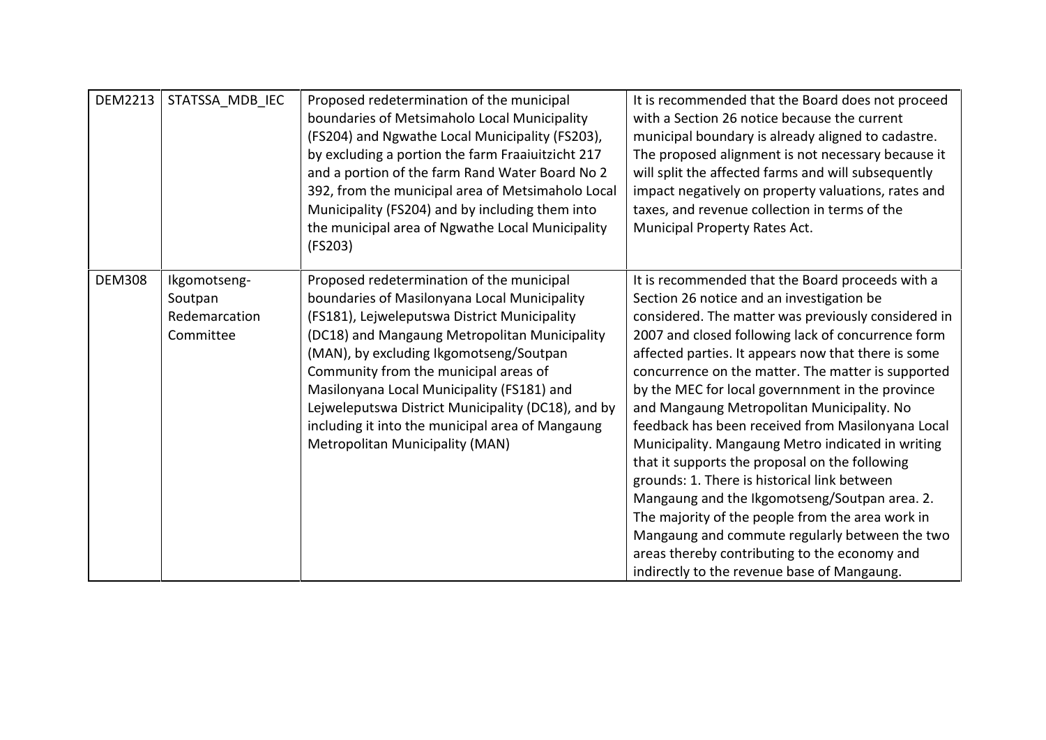| DEM2213 | STATSSA_MDB_IEC | Proposed redetermination of the municipal boundaries of Metsimaholo Local Municipality (FS204) and Ngwathe Local Municipality (FS203), by excluding a portion the farm Fraaiuitzicht 217 and a portion of the farm Rand Water Board No 2 392, from the municipal area of Metsimaholo Local Municipality (FS204) and by including them into the municipal area of Ngwathe Local Municipality (FS203) | It is recommended that the Board does not proceed with a Section 26 notice because the current municipal boundary is already aligned to cadastre. The proposed alignment is not necessary because it will split the affected farms and will subsequently impact negatively on property valuations, rates and taxes, and revenue collection in terms of the Municipal Property Rates Act. |
|---|---|---|---|
| DEM308 | Ikgomotseng-Soutpan Redemarcation Committee | Proposed redetermination of the municipal boundaries of Masilonyana Local Municipality (FS181), Lejweleputswa District Municipality (DC18) and Mangaung Metropolitan Municipality (MAN), by excluding Ikgomotseng/Soutpan Community from the municipal areas of Masilonyana Local Municipality (FS181) and Lejweleputswa District Municipality (DC18), and by including it into the municipal area of Mangaung Metropolitan Municipality (MAN) | It is recommended that the Board proceeds with a Section 26 notice and an investigation be considered. The matter was previously considered in 2007 and closed following lack of concurrence form affected parties. It appears now that there is some concurrence on the matter. The matter is supported by the MEC for local governnment in the province and Mangaung Metropolitan Municipality. No feedback has been received from Masilonyana Local Municipality. Mangaung Metro indicated in writing that it supports the proposal on the following grounds: 1. There is historical link between Mangaung and the Ikgomotseng/Soutpan area. 2. The majority of the people from the area work in Mangaung and commute regularly between the two areas thereby contributing to the economy and indirectly to the revenue base of Mangaung. |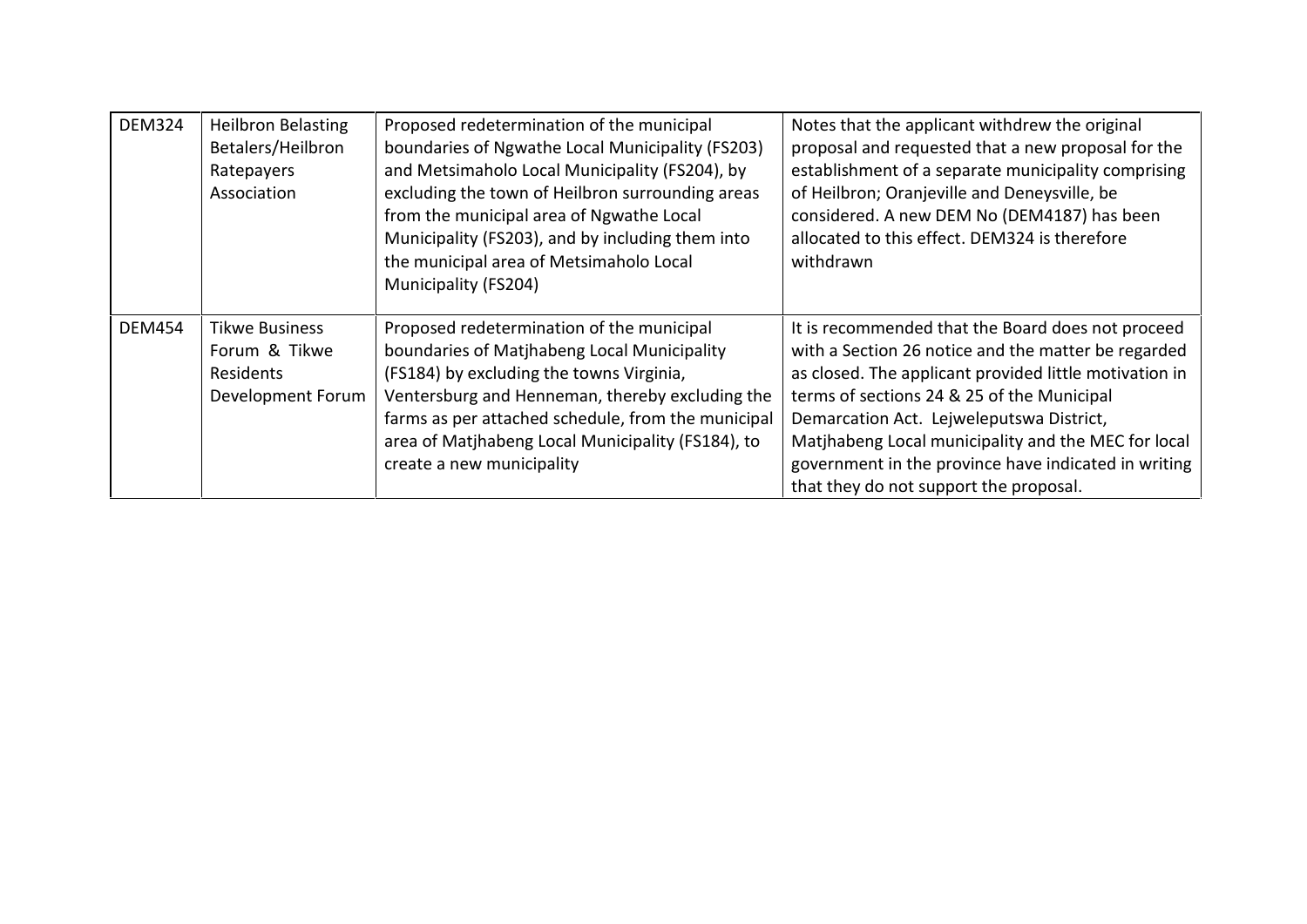| DEM324 | Heilbron Belasting Betalers/Heilbron Ratepayers Association | Proposed redetermination of the municipal boundaries of Ngwathe Local Municipality (FS203) and Metsimaholo Local Municipality (FS204), by excluding the town of Heilbron surrounding areas from the municipal area of Ngwathe Local Municipality (FS203), and by including them into the municipal area of Metsimaholo Local Municipality (FS204) | Notes that the applicant withdrew the original proposal and requested that a new proposal for the establishment of a separate municipality comprising of Heilbron; Oranjeville and Deneysville, be considered. A new DEM No (DEM4187) has been allocated to this effect. DEM324 is therefore withdrawn |
|---|---|---|---|
| DEM454 | Tikwe Business Forum & Tikwe Residents Development Forum | Proposed redetermination of the municipal boundaries of Matjhabeng Local Municipality (FS184) by excluding the towns Virginia, Ventersburg and Henneman, thereby excluding the farms as per attached schedule, from the municipal area of Matjhabeng Local Municipality (FS184), to create a new municipality | It is recommended that the Board does not proceed with a Section 26 notice and the matter be regarded as closed. The applicant provided little motivation in terms of sections 24 & 25 of the Municipal Demarcation Act. Lejweleputswa District, Matjhabeng Local municipality and the MEC for local government in the province have indicated in writing that they do not support the proposal. |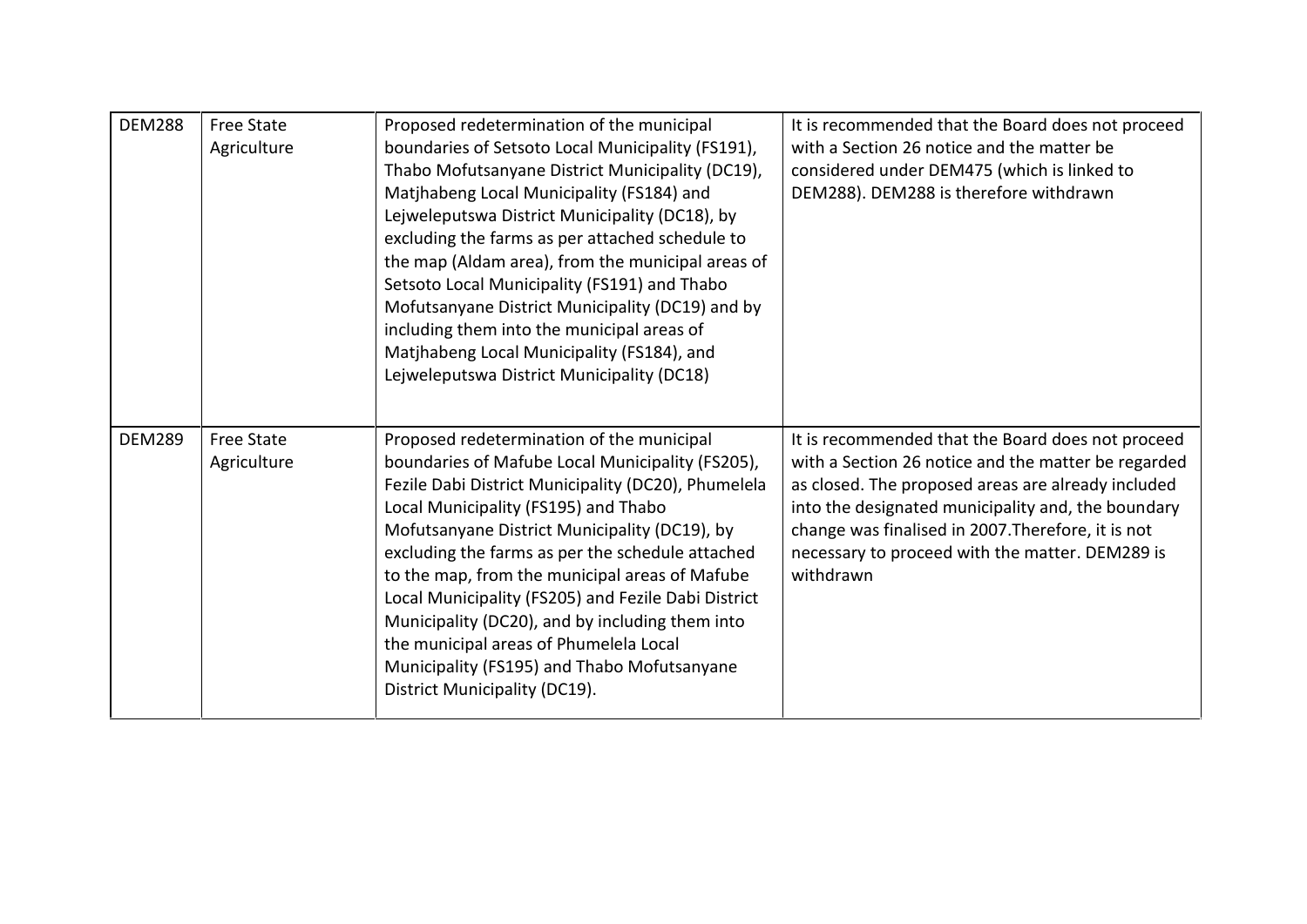| | | | |
|---|---|---|---|
| DEM288 | Free State Agriculture | Proposed redetermination of the municipal boundaries of Setsoto Local Municipality (FS191), Thabo Mofutsanyane District Municipality (DC19), Matjhabeng Local Municipality (FS184) and Lejweleputswa District Municipality (DC18), by excluding the farms as per attached schedule to the map (Aldam area), from the municipal areas of Setsoto Local Municipality (FS191) and Thabo Mofutsanyane District Municipality (DC19) and by including them into the municipal areas of Matjhabeng Local Municipality (FS184), and Lejweleputswa District Municipality (DC18) | It is recommended that the Board does not proceed with a Section 26 notice and the matter be considered under DEM475 (which is linked to DEM288). DEM288 is therefore withdrawn |
| DEM289 | Free State Agriculture | Proposed redetermination of the municipal boundaries of Mafube Local Municipality (FS205), Fezile Dabi District Municipality (DC20), Phumelela Local Municipality (FS195) and Thabo Mofutsanyane District Municipality (DC19), by excluding the farms as per the schedule attached to the map, from the municipal areas of Mafube Local Municipality (FS205) and Fezile Dabi District Municipality (DC20), and by including them into the municipal areas of Phumelela Local Municipality (FS195) and Thabo Mofutsanyane District Municipality (DC19). | It is recommended that the Board does not proceed with a Section 26 notice and the matter be regarded as closed. The proposed areas are already included into the designated municipality and, the boundary change was finalised in 2007.Therefore, it is not necessary to proceed with the matter. DEM289 is withdrawn |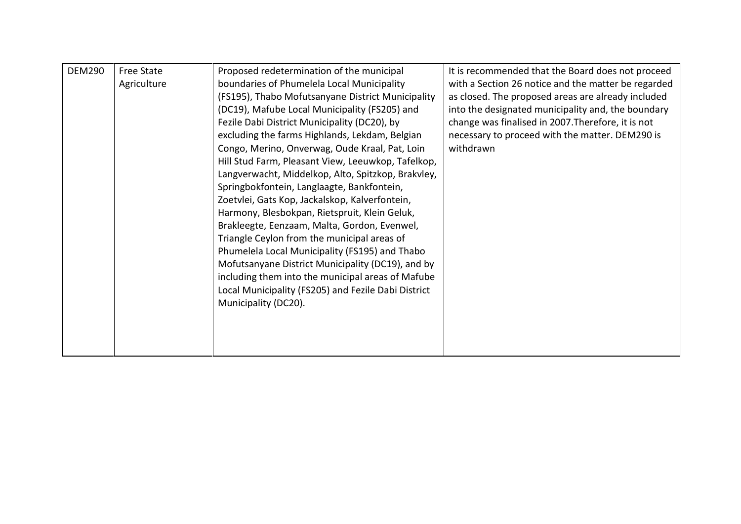| DEM290 | Free State Agriculture | Proposed redetermination of the municipal boundaries of Phumelela Local Municipality (FS195), Thabo Mofutsanyane District Municipality (DC19), Mafube Local Municipality (FS205) and Fezile Dabi District Municipality (DC20), by excluding the farms Highlands, Lekdam, Belgian Congo, Merino, Onverwag, Oude Kraal, Pat, Loin Hill Stud Farm, Pleasant View, Leeuwkop, Tafelkop, Langverwacht, Middelkop, Alto, Spitzkop, Brakvley, Springbokfontein, Langlaagte, Bankfontein, Zoetvlei, Gats Kop, Jackalskop, Kalverfontein, Harmony, Blesbokpan, Rietspruit, Klein Geluk, Brakleegte, Eenzaam, Malta, Gordon, Evenwel, Triangle Ceylon from the municipal areas of Phumelela Local Municipality (FS195) and Thabo Mofutsanyane District Municipality (DC19), and by including them into the municipal areas of Mafube Local Municipality (FS205) and Fezile Dabi District Municipality (DC20). | It is recommended that the Board does not proceed with a Section 26 notice and the matter be regarded as closed. The proposed areas are already included into the designated municipality and, the boundary change was finalised in 2007.Therefore, it is not necessary to proceed with the matter. DEM290 is withdrawn |
|---|---|---|---|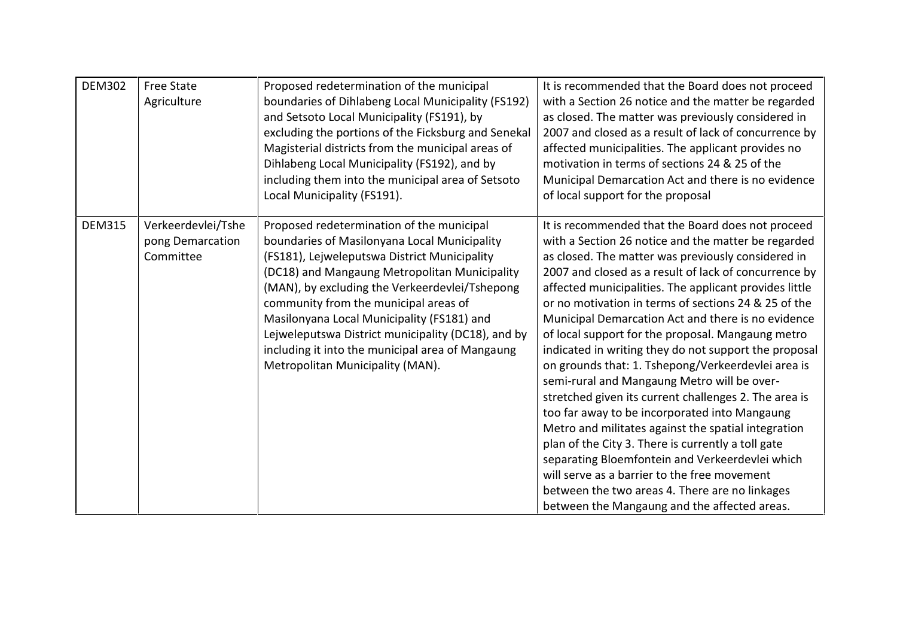| | | | |
|---|---|---|---|
| DEM302 | Free State Agriculture | Proposed redetermination of the municipal boundaries of Dihlabeng Local Municipality (FS192) and Setsoto Local Municipality (FS191), by excluding the portions of the Ficksburg and Senekal Magisterial districts from the municipal areas of Dihlabeng Local Municipality (FS192), and by including them into the municipal area of Setsoto Local Municipality (FS191). | It is recommended that the Board does not proceed with a Section 26 notice and the matter be regarded as closed. The matter was previously considered in 2007 and closed as a result of lack of concurrence by affected municipalities. The applicant provides no motivation in terms of sections 24 & 25 of the Municipal Demarcation Act and there is no evidence of local support for the proposal |
| DEM315 | Verkeerdevlei/Tshepong Demarcation Committee | Proposed redetermination of the municipal boundaries of Masilonyana Local Municipality (FS181), Lejweleputswa District Municipality (DC18) and Mangaung Metropolitan Municipality (MAN), by excluding the Verkeerdevlei/Tshepong community from the municipal areas of Masilonyana Local Municipality (FS181) and Lejweleputswa District municipality (DC18), and by including it into the municipal area of Mangaung Metropolitan Municipality (MAN). | It is recommended that the Board does not proceed with a Section 26 notice and the matter be regarded as closed. The matter was previously considered in 2007 and closed as a result of lack of concurrence by affected municipalities. The applicant provides little or no motivation in terms of sections 24 & 25 of the Municipal Demarcation Act and there is no evidence of local support for the proposal. Mangaung metro indicated in writing they do not support the proposal on grounds that: 1. Tshepong/Verkeerdevlei area is semi-rural and Mangaung Metro will be over-stretched given its current challenges 2. The area is too far away to be incorporated into Mangaung Metro and militates against the spatial integration plan of the City 3. There is currently a toll gate separating Bloemfontein and Verkeerdevlei which will serve as a barrier to the free movement between the two areas 4. There are no linkages between the Mangaung and the affected areas. |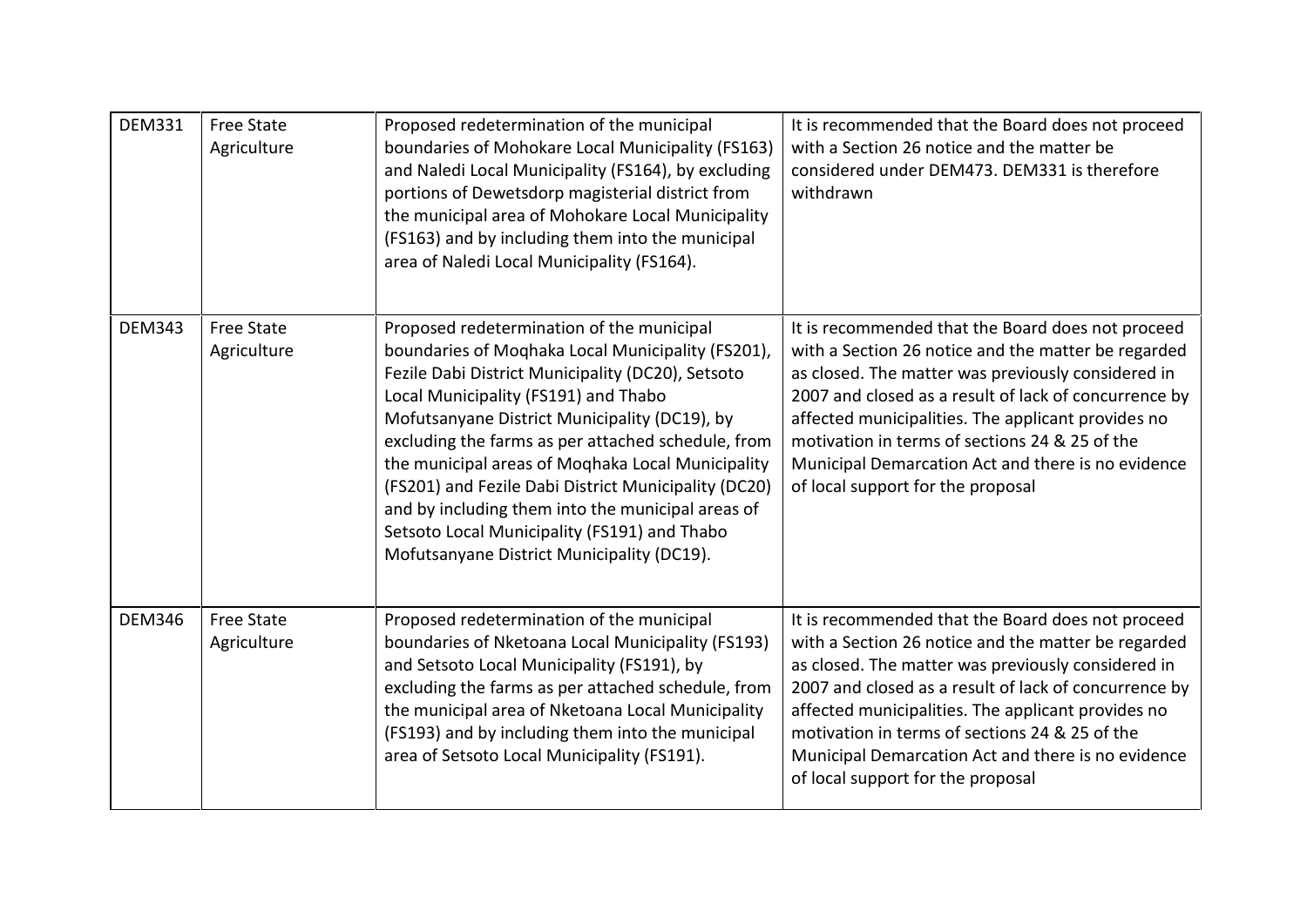| | | | |
|---|---|---|---|
| DEM331 | Free State Agriculture | Proposed redetermination of the municipal boundaries of Mohokare Local Municipality (FS163) and Naledi Local Municipality (FS164), by excluding portions of Dewetsdorp magisterial district from the municipal area of Mohokare Local Municipality (FS163) and by including them into the municipal area of Naledi Local Municipality (FS164). | It is recommended that the Board does not proceed with a Section 26 notice and the matter be considered under DEM473. DEM331 is therefore withdrawn |
| DEM343 | Free State Agriculture | Proposed redetermination of the municipal boundaries of Moqhaka Local Municipality (FS201), Fezile Dabi District Municipality (DC20), Setsoto Local Municipality (FS191) and Thabo Mofutsanyane District Municipality (DC19), by excluding the farms as per attached schedule, from the municipal areas of Moqhaka Local Municipality (FS201) and Fezile Dabi District Municipality (DC20) and by including them into the municipal areas of Setsoto Local Municipality (FS191) and Thabo Mofutsanyane District Municipality (DC19). | It is recommended that the Board does not proceed with a Section 26 notice and the matter be regarded as closed. The matter was previously considered in 2007 and closed as a result of lack of concurrence by affected municipalities. The applicant provides no motivation in terms of sections 24 & 25 of the Municipal Demarcation Act and there is no evidence of local support for the proposal |
| DEM346 | Free State Agriculture | Proposed redetermination of the municipal boundaries of Nketoana Local Municipality (FS193) and Setsoto Local Municipality (FS191), by excluding the farms as per attached schedule, from the municipal area of Nketoana Local Municipality (FS193) and by including them into the municipal area of Setsoto Local Municipality (FS191). | It is recommended that the Board does not proceed with a Section 26 notice and the matter be regarded as closed. The matter was previously considered in 2007 and closed as a result of lack of concurrence by affected municipalities. The applicant provides no motivation in terms of sections 24 & 25 of the Municipal Demarcation Act and there is no evidence of local support for the proposal |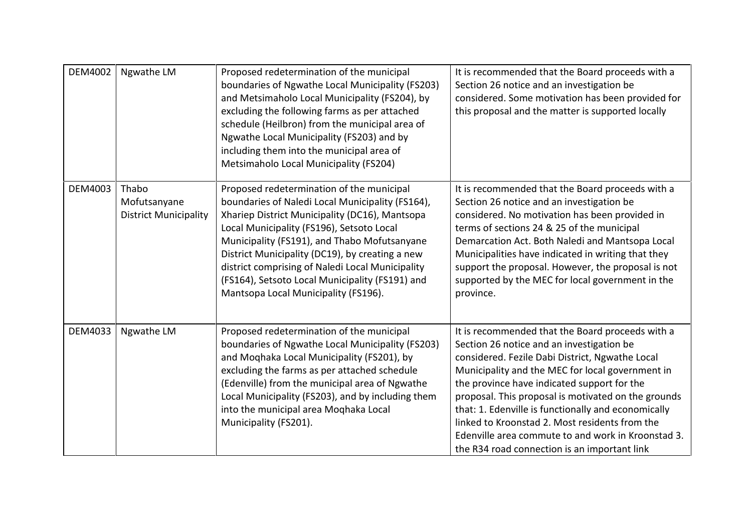| | | | |
|---|---|---|---|
| DEM4002 | Ngwathe LM | Proposed redetermination of the municipal boundaries of Ngwathe Local Municipality (FS203) and Metsimaholo Local Municipality (FS204), by excluding the following farms as per attached schedule (Heilbron) from the municipal area of Ngwathe Local Municipality (FS203) and by including them into the municipal area of Metsimaholo Local Municipality (FS204) | It is recommended that the Board proceeds with a Section 26 notice and an investigation be considered. Some motivation has been provided for this proposal and the matter is supported locally |
| DEM4003 | Thabo Mofutsanyane District Municipality | Proposed redetermination of the municipal boundaries of Naledi Local Municipality (FS164), Xhariep District Municipality (DC16), Mantsopa Local Municipality (FS196), Setsoto Local Municipality (FS191), and Thabo Mofutsanyane District Municipality (DC19), by creating a new district comprising of Naledi Local Municipality (FS164), Setsoto Local Municipality (FS191) and Mantsopa Local Municipality (FS196). | It is recommended that the Board proceeds with a Section 26 notice and an investigation be considered. No motivation has been provided in terms of sections 24 & 25 of the municipal Demarcation Act. Both Naledi and Mantsopa Local Municipalities have indicated in writing that they support the proposal. However, the proposal is not supported by the MEC for local government in the province. |
| DEM4033 | Ngwathe LM | Proposed redetermination of the municipal boundaries of Ngwathe Local Municipality (FS203) and Moqhaka Local Municipality (FS201), by excluding the farms as per attached schedule (Edenville) from the municipal area of Ngwathe Local Municipality (FS203), and by including them into the municipal area Moqhaka Local Municipality (FS201). | It is recommended that the Board proceeds with a Section 26 notice and an investigation be considered. Fezile Dabi District, Ngwathe Local Municipality and the MEC for local government in the province have indicated support for the proposal. This proposal is motivated on the grounds that: 1. Edenville is functionally and economically linked to Kroonstad 2. Most residents from the Edenville area commute to and work in Kroonstad 3. the R34 road connection is an important link |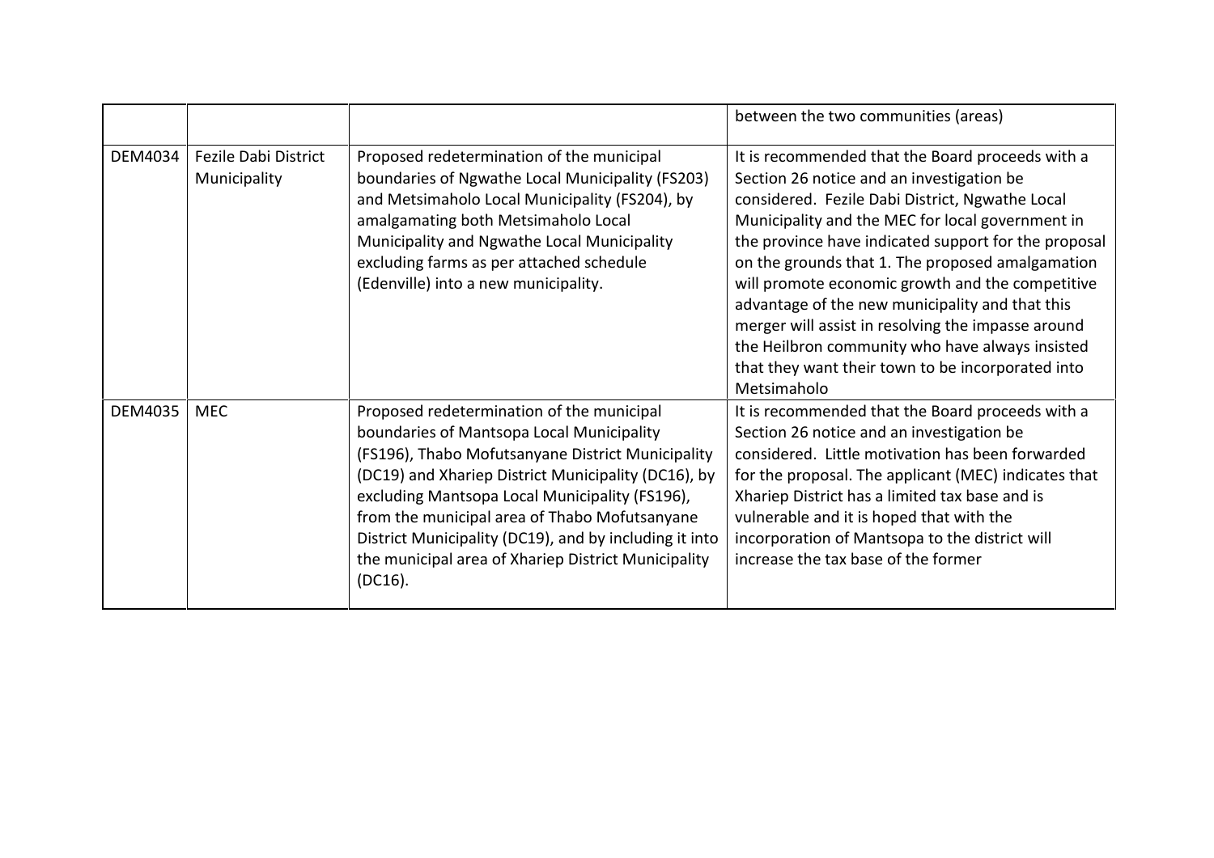|  |  |  |  |
|---|---|---|---|
|  |  |  | between the two communities (areas) |
| DEM4034 | Fezile Dabi District Municipality | Proposed redetermination of the municipal boundaries of Ngwathe Local Municipality (FS203) and Metsimaholo Local Municipality (FS204), by amalgamating both Metsimaholo Local Municipality and Ngwathe Local Municipality excluding farms as per attached schedule (Edenville) into a new municipality. | It is recommended that the Board proceeds with a Section 26 notice and an investigation be considered. Fezile Dabi District, Ngwathe Local Municipality and the MEC for local government in the province have indicated support for the proposal on the grounds that 1. The proposed amalgamation will promote economic growth and the competitive advantage of the new municipality and that this merger will assist in resolving the impasse around the Heilbron community who have always insisted that they want their town to be incorporated into Metsimaholo |
| DEM4035 | MEC | Proposed redetermination of the municipal boundaries of Mantsopa Local Municipality (FS196), Thabo Mofutsanyane District Municipality (DC19) and Xhariep District Municipality (DC16), by excluding Mantsopa Local Municipality (FS196), from the municipal area of Thabo Mofutsanyane District Municipality (DC19), and by including it into the municipal area of Xhariep District Municipality (DC16). | It is recommended that the Board proceeds with a Section 26 notice and an investigation be considered. Little motivation has been forwarded for the proposal. The applicant (MEC) indicates that Xhariep District has a limited tax base and is vulnerable and it is hoped that with the incorporation of Mantsopa to the district will increase the tax base of the former |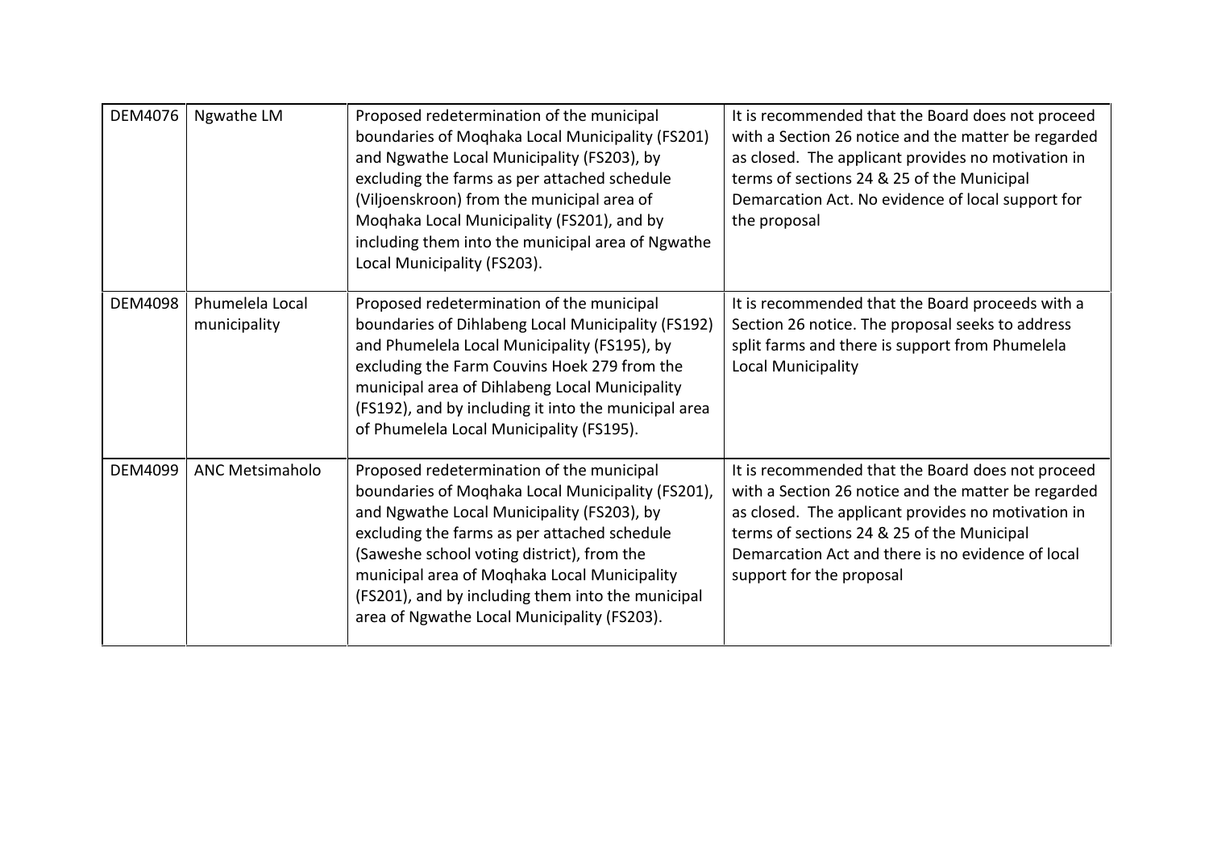| DEM4076 | Ngwathe LM | Proposed redetermination of the municipal boundaries of Moqhaka Local Municipality (FS201) and Ngwathe Local Municipality (FS203), by excluding the farms as per attached schedule (Viljoenskroon) from the municipal area of Moqhaka Local Municipality (FS201), and by including them into the municipal area of Ngwathe Local Municipality (FS203). | It is recommended that the Board does not proceed with a Section 26 notice and the matter be regarded as closed. The applicant provides no motivation in terms of sections 24 & 25 of the Municipal Demarcation Act. No evidence of local support for the proposal |
|---|---|---|---|
| DEM4098 | Phumelela Local municipality | Proposed redetermination of the municipal boundaries of Dihlabeng Local Municipality (FS192) and Phumelela Local Municipality (FS195), by excluding the Farm Couvins Hoek 279 from the municipal area of Dihlabeng Local Municipality (FS192), and by including it into the municipal area of Phumelela Local Municipality (FS195). | It is recommended that the Board proceeds with a Section 26 notice. The proposal seeks to address split farms and there is support from Phumelela Local Municipality |
| DEM4099 | ANC Metsimaholo | Proposed redetermination of the municipal boundaries of Moqhaka Local Municipality (FS201), and Ngwathe Local Municipality (FS203), by excluding the farms as per attached schedule (Saweshe school voting district), from the municipal area of Moqhaka Local Municipality (FS201), and by including them into the municipal area of Ngwathe Local Municipality (FS203). | It is recommended that the Board does not proceed with a Section 26 notice and the matter be regarded as closed. The applicant provides no motivation in terms of sections 24 & 25 of the Municipal Demarcation Act and there is no evidence of local support for the proposal |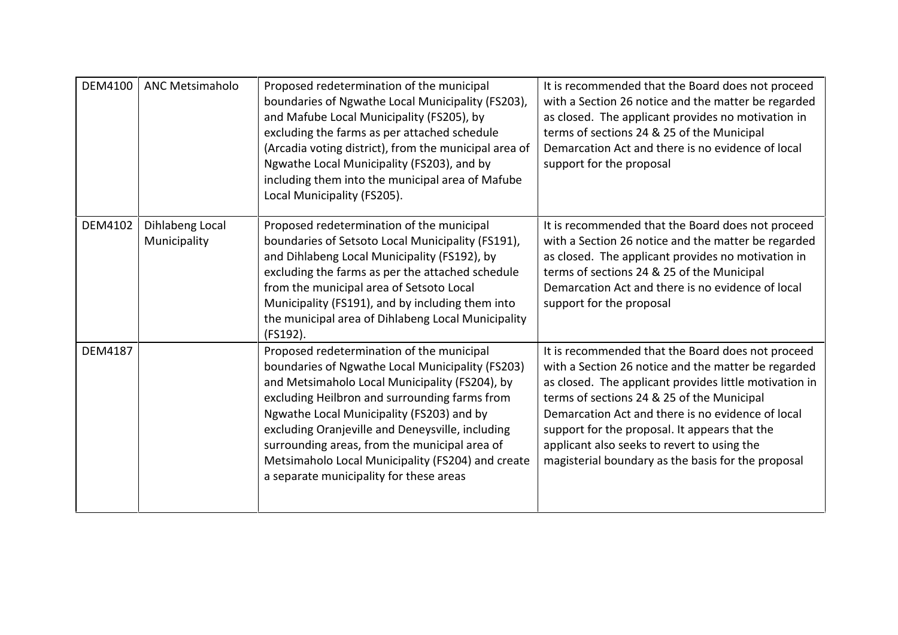| | | | |
|---|---|---|---|
| DEM4100 | ANC Metsimaholo | Proposed redetermination of the municipal boundaries of Ngwathe Local Municipality (FS203), and Mafube Local Municipality (FS205), by excluding the farms as per attached schedule (Arcadia voting district), from the municipal area of Ngwathe Local Municipality (FS203), and by including them into the municipal area of Mafube Local Municipality (FS205). | It is recommended that the Board does not proceed with a Section 26 notice and the matter be regarded as closed. The applicant provides no motivation in terms of sections 24 & 25 of the Municipal Demarcation Act and there is no evidence of local support for the proposal |
| DEM4102 | Dihlabeng Local Municipality | Proposed redetermination of the municipal boundaries of Setsoto Local Municipality (FS191), and Dihlabeng Local Municipality (FS192), by excluding the farms as per the attached schedule from the municipal area of Setsoto Local Municipality (FS191), and by including them into the municipal area of Dihlabeng Local Municipality (FS192). | It is recommended that the Board does not proceed with a Section 26 notice and the matter be regarded as closed. The applicant provides no motivation in terms of sections 24 & 25 of the Municipal Demarcation Act and there is no evidence of local support for the proposal |
| DEM4187 | | Proposed redetermination of the municipal boundaries of Ngwathe Local Municipality (FS203) and Metsimaholo Local Municipality (FS204), by excluding Heilbron and surrounding farms from Ngwathe Local Municipality (FS203) and by excluding Oranjeville and Deneysville, including surrounding areas, from the municipal area of Metsimaholo Local Municipality (FS204) and create a separate municipality for these areas | It is recommended that the Board does not proceed with a Section 26 notice and the matter be regarded as closed. The applicant provides little motivation in terms of sections 24 & 25 of the Municipal Demarcation Act and there is no evidence of local support for the proposal. It appears that the applicant also seeks to revert to using the magisterial boundary as the basis for the proposal |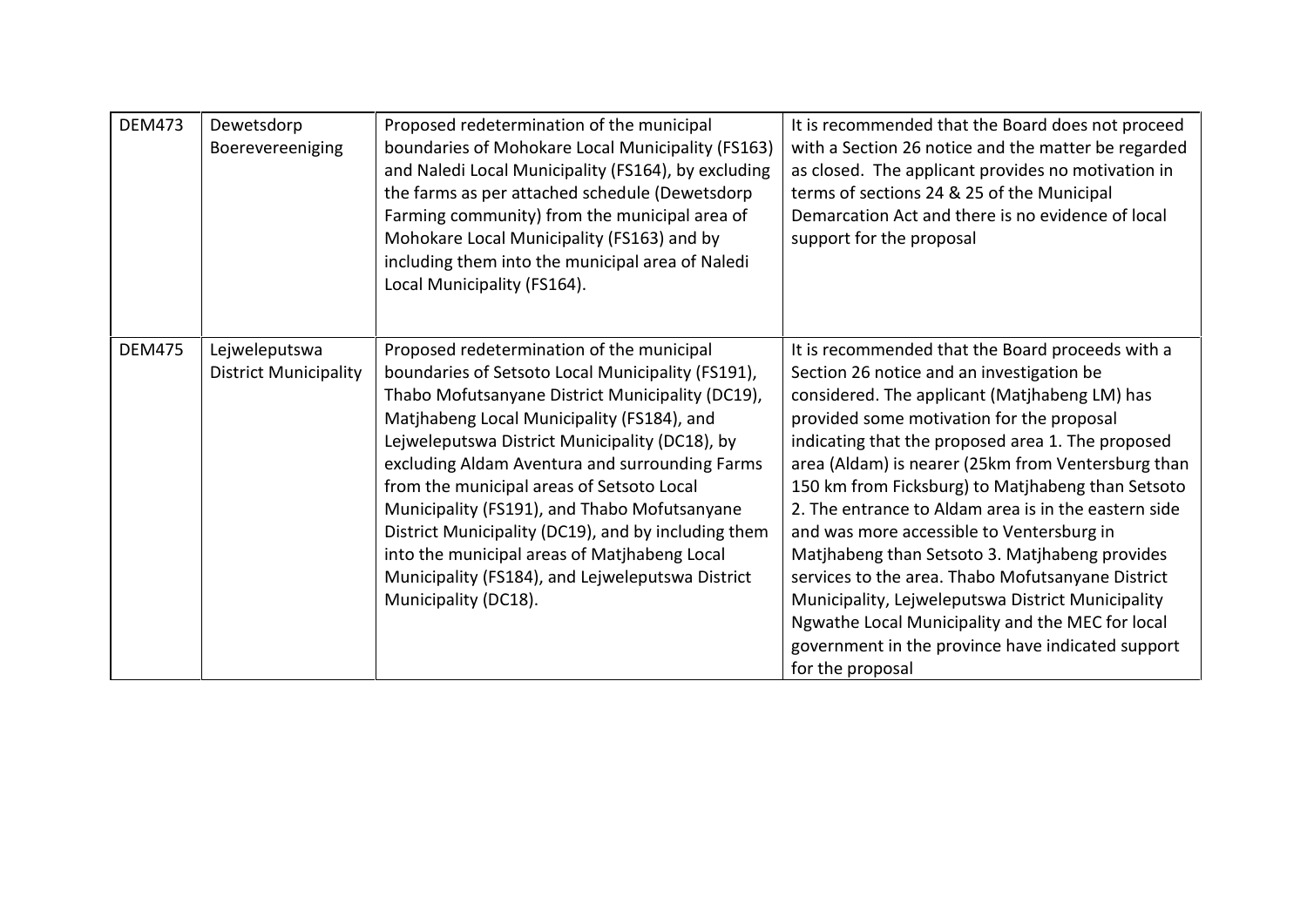| DEM473 | Dewetsdorp Boerevereeniging | Proposed redetermination of the municipal boundaries of Mohokare Local Municipality (FS163) and Naledi Local Municipality (FS164), by excluding the farms as per attached schedule (Dewetsdorp Farming community) from the municipal area of Mohokare Local Municipality (FS163) and by including them into the municipal area of Naledi Local Municipality (FS164). | It is recommended that the Board does not proceed with a Section 26 notice and the matter be regarded as closed. The applicant provides no motivation in terms of sections 24 & 25 of the Municipal Demarcation Act and there is no evidence of local support for the proposal |
|---|---|---|---|
| DEM475 | Lejweleputswa District Municipality | Proposed redetermination of the municipal boundaries of Setsoto Local Municipality (FS191), Thabo Mofutsanyane District Municipality (DC19), Matjhabeng Local Municipality (FS184), and Lejweleputswa District Municipality (DC18), by excluding Aldam Aventura and surrounding Farms from the municipal areas of Setsoto Local Municipality (FS191), and Thabo Mofutsanyane District Municipality (DC19), and by including them into the municipal areas of Matjhabeng Local Municipality (FS184), and Lejweleputswa District Municipality (DC18). | It is recommended that the Board proceeds with a Section 26 notice and an investigation be considered. The applicant (Matjhabeng LM) has provided some motivation for the proposal indicating that the proposed area 1. The proposed area (Aldam) is nearer (25km from Ventersburg than 150 km from Ficksburg) to Matjhabeng than Setsoto 2. The entrance to Aldam area is in the eastern side and was more accessible to Ventersburg in Matjhabeng than Setsoto 3. Matjhabeng provides services to the area. Thabo Mofutsanyane District Municipality, Lejweleputswa District Municipality Ngwathe Local Municipality and the MEC for local government in the province have indicated support for the proposal |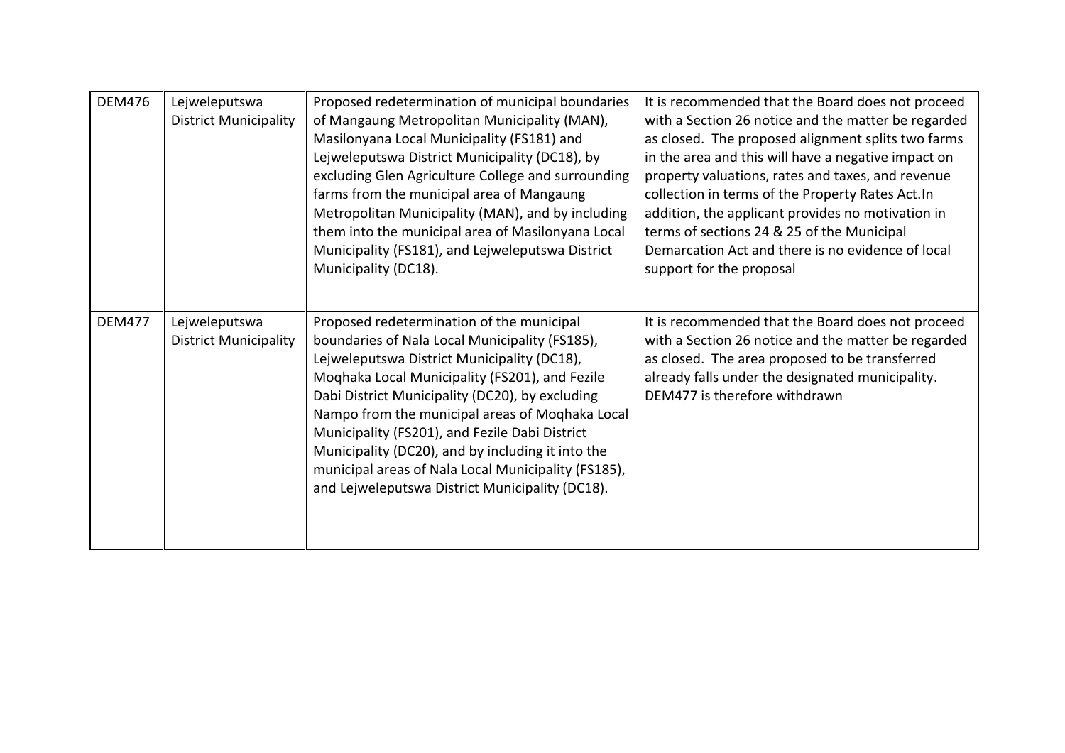| | | | |
|---|---|---|---|
| DEM476 | Lejweleputswa District Municipality | Proposed redetermination of municipal boundaries of Mangaung Metropolitan Municipality (MAN), Masilonyana Local Municipality (FS181) and Lejweleputswa District Municipality (DC18), by excluding Glen Agriculture College and surrounding farms from the municipal area of Mangaung Metropolitan Municipality (MAN), and by including them into the municipal area of Masilonyana Local Municipality (FS181), and Lejweleputswa District Municipality (DC18). | It is recommended that the Board does not proceed with a Section 26 notice and the matter be regarded as closed. The proposed alignment splits two farms in the area and this will have a negative impact on property valuations, rates and taxes, and revenue collection in terms of the Property Rates Act.In addition, the applicant provides no motivation in terms of sections 24 & 25 of the Municipal Demarcation Act and there is no evidence of local support for the proposal |
| DEM477 | Lejweleputswa District Municipality | Proposed redetermination of the municipal boundaries of Nala Local Municipality (FS185), Lejweleputswa District Municipality (DC18), Moqhaka Local Municipality (FS201), and Fezile Dabi District Municipality (DC20), by excluding Nampo from the municipal areas of Moqhaka Local Municipality (FS201), and Fezile Dabi District Municipality (DC20), and by including it into the municipal areas of Nala Local Municipality (FS185), and Lejweleputswa District Municipality (DC18). | It is recommended that the Board does not proceed with a Section 26 notice and the matter be regarded as closed. The area proposed to be transferred already falls under the designated municipality. DEM477 is therefore withdrawn |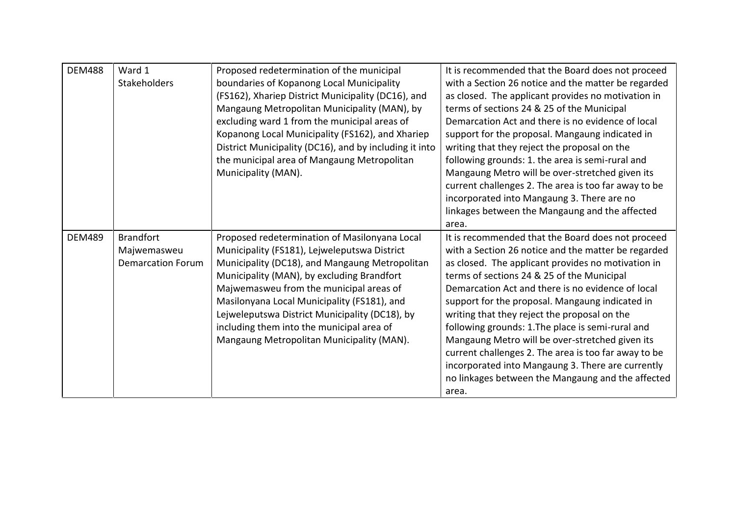| DEM488 | Ward 1 Stakeholders | Proposed redetermination of the municipal boundaries of Kopanong Local Municipality (FS162), Xhariep District Municipality (DC16), and Mangaung Metropolitan Municipality (MAN), by excluding ward 1 from the municipal areas of Kopanong Local Municipality (FS162), and Xhariep District Municipality (DC16), and by including it into the municipal area of Mangaung Metropolitan Municipality (MAN). | It is recommended that the Board does not proceed with a Section 26 notice and the matter be regarded as closed. The applicant provides no motivation in terms of sections 24 & 25 of the Municipal Demarcation Act and there is no evidence of local support for the proposal. Mangaung indicated in writing that they reject the proposal on the following grounds: 1. the area is semi-rural and Mangaung Metro will be over-stretched given its current challenges 2. The area is too far away to be incorporated into Mangaung 3. There are no linkages between the Mangaung and the affected area. |
|---|---|---|---|
| DEM489 | Brandfort Majwemasweu Demarcation Forum | Proposed redetermination of Masilonyana Local Municipality (FS181), Lejweleputswa District Municipality (DC18), and Mangaung Metropolitan Municipality (MAN), by excluding Brandfort Majwemasweu from the municipal areas of Masilonyana Local Municipality (FS181), and Lejweleputswa District Municipality (DC18), by including them into the municipal area of Mangaung Metropolitan Municipality (MAN). | It is recommended that the Board does not proceed with a Section 26 notice and the matter be regarded as closed. The applicant provides no motivation in terms of sections 24 & 25 of the Municipal Demarcation Act and there is no evidence of local support for the proposal. Mangaung indicated in writing that they reject the proposal on the following grounds: 1.The place is semi-rural and Mangaung Metro will be over-stretched given its current challenges 2. The area is too far away to be incorporated into Mangaung 3. There are currently no linkages between the Mangaung and the affected area. |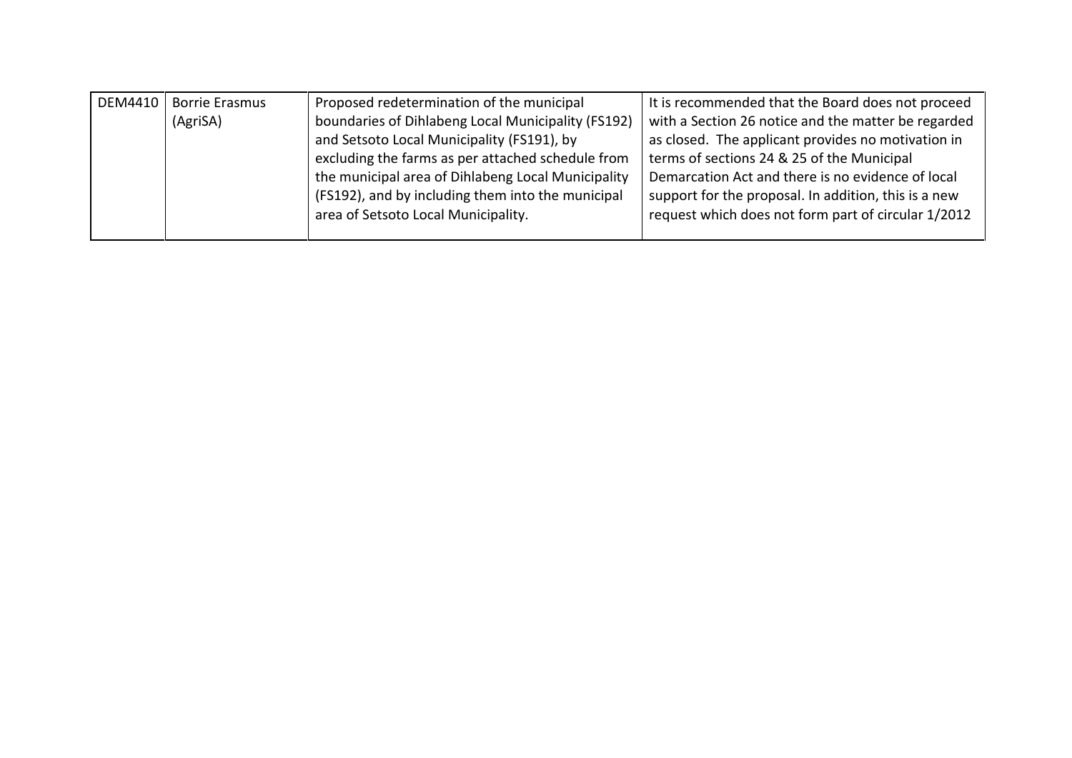| | | | |
|---|---|---|---|
| DEM4410 | Borrie Erasmus (AgriSA) | Proposed redetermination of the municipal boundaries of Dihlabeng Local Municipality (FS192) and Setsoto Local Municipality (FS191), by excluding the farms as per attached schedule from the municipal area of Dihlabeng Local Municipality (FS192), and by including them into the municipal area of Setsoto Local Municipality. | It is recommended that the Board does not proceed with a Section 26 notice and the matter be regarded as closed. The applicant provides no motivation in terms of sections 24 & 25 of the Municipal Demarcation Act and there is no evidence of local support for the proposal. In addition, this is a new request which does not form part of circular 1/2012 |